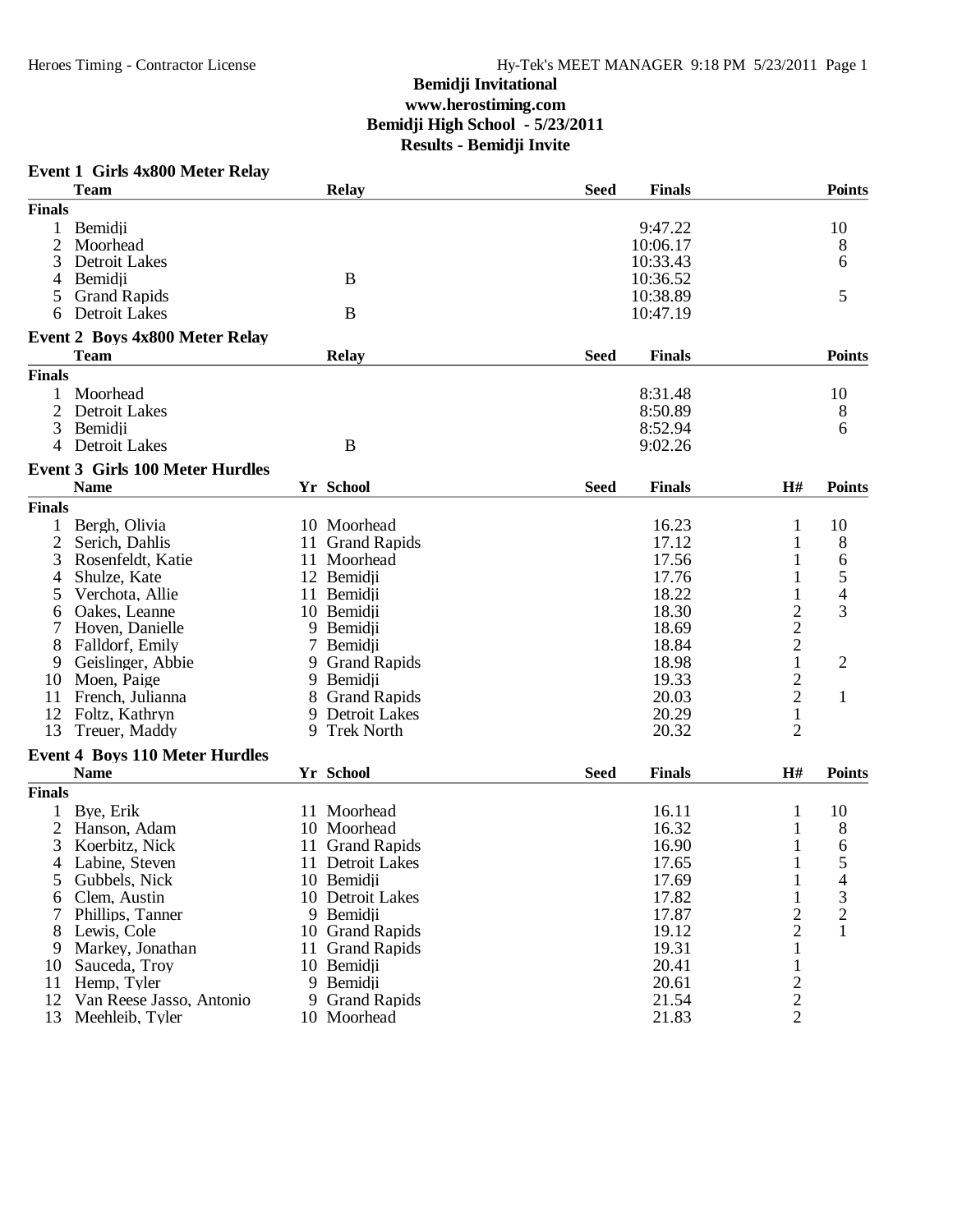**Bemidji Invitational**
**www.herostiming.com**
**Bemidji High School - 5/23/2011**
**Results - Bemidji Invite**

### Event 1 Girls 4x800 Meter Relay

| | Team | Relay | Seed | Finals | Points |
|---|---|---|---|---|---|
| **Finals** | | | | | |
| 1 | Bemidji | | | 9:47.22 | 10 |
| 2 | Moorhead | | | 10:06.17 | 8 |
| 3 | Detroit Lakes | | | 10:33.43 | 6 |
| 4 | Bemidji | B | | 10:36.52 | |
| 5 | Grand Rapids | | | 10:38.89 | 5 |
| 6 | Detroit Lakes | B | | 10:47.19 | |

### Event 2 Boys 4x800 Meter Relay

| | Team | Relay | Seed | Finals | Points |
|---|---|---|---|---|---|
| **Finals** | | | | | |
| 1 | Moorhead | | | 8:31.48 | 10 |
| 2 | Detroit Lakes | | | 8:50.89 | 8 |
| 3 | Bemidji | | | 8:52.94 | 6 |
| 4 | Detroit Lakes | B | | 9:02.26 | |

### Event 3 Girls 100 Meter Hurdles

| | Name | Yr | School | Seed | Finals | H# | Points |
|---|---|---|---|---|---|---|---|
| **Finals** | | | | | | | |
| 1 | Bergh, Olivia | 10 | Moorhead | | 16.23 | 1 | 10 |
| 2 | Serich, Dahlis | 11 | Grand Rapids | | 17.12 | 1 | 8 |
| 3 | Rosenfeldt, Katie | 11 | Moorhead | | 17.56 | 1 | 6 |
| 4 | Shulze, Kate | 12 | Bemidji | | 17.76 | 1 | 5 |
| 5 | Verchota, Allie | 11 | Bemidji | | 18.22 | 1 | 4 |
| 6 | Oakes, Leanne | 10 | Bemidji | | 18.30 | 2 | 3 |
| 7 | Hoven, Danielle | 9 | Bemidji | | 18.69 | 2 | |
| 8 | Falldorf, Emily | 7 | Bemidji | | 18.84 | 2 | |
| 9 | Geislinger, Abbie | 9 | Grand Rapids | | 18.98 | 1 | 2 |
| 10 | Moen, Paige | 9 | Bemidji | | 19.33 | 2 | |
| 11 | French, Julianna | 8 | Grand Rapids | | 20.03 | 2 | 1 |
| 12 | Foltz, Kathryn | 9 | Detroit Lakes | | 20.29 | 1 | |
| 13 | Treuer, Maddy | 9 | Trek North | | 20.32 | 2 | |

### Event 4 Boys 110 Meter Hurdles

| | Name | Yr | School | Seed | Finals | H# | Points |
|---|---|---|---|---|---|---|---|
| **Finals** | | | | | | | |
| 1 | Bye, Erik | 11 | Moorhead | | 16.11 | 1 | 10 |
| 2 | Hanson, Adam | 10 | Moorhead | | 16.32 | 1 | 8 |
| 3 | Koerbitz, Nick | 11 | Grand Rapids | | 16.90 | 1 | 6 |
| 4 | Labine, Steven | 11 | Detroit Lakes | | 17.65 | 1 | 5 |
| 5 | Gubbels, Nick | 10 | Bemidji | | 17.69 | 1 | 4 |
| 6 | Clem, Austin | 10 | Detroit Lakes | | 17.82 | 1 | 3 |
| 7 | Phillips, Tanner | 9 | Bemidji | | 17.87 | 2 | 2 |
| 8 | Lewis, Cole | 10 | Grand Rapids | | 19.12 | 2 | 1 |
| 9 | Markey, Jonathan | 11 | Grand Rapids | | 19.31 | 1 | |
| 10 | Sauceda, Troy | 10 | Bemidji | | 20.41 | 1 | |
| 11 | Hemp, Tyler | 9 | Bemidji | | 20.61 | 2 | |
| 12 | Van Reese Jasso, Antonio | 9 | Grand Rapids | | 21.54 | 2 | |
| 13 | Meehleib, Tyler | 10 | Moorhead | | 21.83 | 2 | |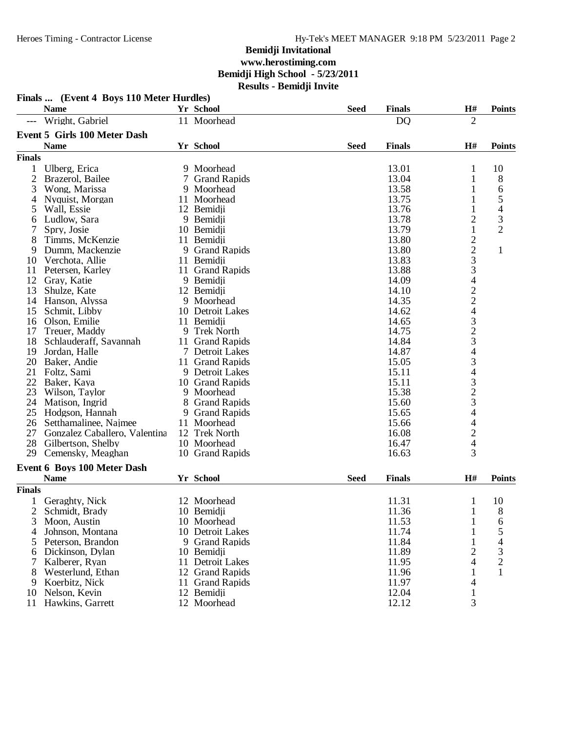# Bemidji Invitational

**www.herostiming.com**

**Bemidji High School - 5/23/2011**

**Results - Bemidji Invite**

### Finals ... (Event 4 Boys 110 Meter Hurdles)

| | Name | Yr | School | Seed | Finals | H# | Points |
|---|---|---|---|---|---|---|---|
| --- | Wright, Gabriel | 11 | Moorhead | | DQ | 2 | |

### Event 5 Girls 100 Meter Dash

| | Name | Yr | School | Seed | Finals | H# | Points |
|---|---|---|---|---|---|---|---|
| **Finals** | | | | | | | |
| 1 | Ulberg, Erica | 9 | Moorhead | | 13.01 | 1 | 10 |
| 2 | Brazerol, Bailee | 7 | Grand Rapids | | 13.04 | 1 | 8 |
| 3 | Wong, Marissa | 9 | Moorhead | | 13.58 | 1 | 6 |
| 4 | Nyquist, Morgan | 11 | Moorhead | | 13.75 | 1 | 5 |
| 5 | Wall, Essie | 12 | Bemidji | | 13.76 | 1 | 4 |
| 6 | Ludlow, Sara | 9 | Bemidji | | 13.78 | 2 | 3 |
| 7 | Spry, Josie | 10 | Bemidji | | 13.79 | 1 | 2 |
| 8 | Timms, McKenzie | 11 | Bemidji | | 13.80 | 2 | |
| 9 | Dumm, Mackenzie | 9 | Grand Rapids | | 13.80 | 2 | 1 |
| 10 | Verchota, Allie | 11 | Bemidji | | 13.83 | 3 | |
| 11 | Petersen, Karley | 11 | Grand Rapids | | 13.88 | 3 | |
| 12 | Gray, Katie | 9 | Bemidji | | 14.09 | 4 | |
| 13 | Shulze, Kate | 12 | Bemidji | | 14.10 | 2 | |
| 14 | Hanson, Alyssa | 9 | Moorhead | | 14.35 | 2 | |
| 15 | Schmit, Libby | 10 | Detroit Lakes | | 14.62 | 4 | |
| 16 | Olson, Emilie | 11 | Bemidji | | 14.65 | 3 | |
| 17 | Treuer, Maddy | 9 | Trek North | | 14.75 | 2 | |
| 18 | Schlauderaff, Savannah | 11 | Grand Rapids | | 14.84 | 3 | |
| 19 | Jordan, Halle | 7 | Detroit Lakes | | 14.87 | 4 | |
| 20 | Baker, Andie | 11 | Grand Rapids | | 15.05 | 3 | |
| 21 | Foltz, Sami | 9 | Detroit Lakes | | 15.11 | 4 | |
| 22 | Baker, Kaya | 10 | Grand Rapids | | 15.11 | 3 | |
| 23 | Wilson, Taylor | 9 | Moorhead | | 15.38 | 2 | |
| 24 | Matison, Ingrid | 8 | Grand Rapids | | 15.60 | 3 | |
| 25 | Hodgson, Hannah | 9 | Grand Rapids | | 15.65 | 4 | |
| 26 | Setthamalinee, Najmee | 11 | Moorhead | | 15.66 | 4 | |
| 27 | Gonzalez Caballero, Valentina | 12 | Trek North | | 16.08 | 2 | |
| 28 | Gilbertson, Shelby | 10 | Moorhead | | 16.47 | 4 | |
| 29 | Cemensky, Meaghan | 10 | Grand Rapids | | 16.63 | 3 | |

### Event 6 Boys 100 Meter Dash

| | Name | Yr | School | Seed | Finals | H# | Points |
|---|---|---|---|---|---|---|---|
| **Finals** | | | | | | | |
| 1 | Geraghty, Nick | 12 | Moorhead | | 11.31 | 1 | 10 |
| 2 | Schmidt, Brady | 10 | Bemidji | | 11.36 | 1 | 8 |
| 3 | Moon, Austin | 10 | Moorhead | | 11.53 | 1 | 6 |
| 4 | Johnson, Montana | 10 | Detroit Lakes | | 11.74 | 1 | 5 |
| 5 | Peterson, Brandon | 9 | Grand Rapids | | 11.84 | 1 | 4 |
| 6 | Dickinson, Dylan | 10 | Bemidji | | 11.89 | 2 | 3 |
| 7 | Kalberer, Ryan | 11 | Detroit Lakes | | 11.95 | 4 | 2 |
| 8 | Westerlund, Ethan | 12 | Grand Rapids | | 11.96 | 1 | 1 |
| 9 | Koerbitz, Nick | 11 | Grand Rapids | | 11.97 | 4 | |
| 10 | Nelson, Kevin | 12 | Bemidji | | 12.04 | 1 | |
| 11 | Hawkins, Garrett | 12 | Moorhead | | 12.12 | 3 | |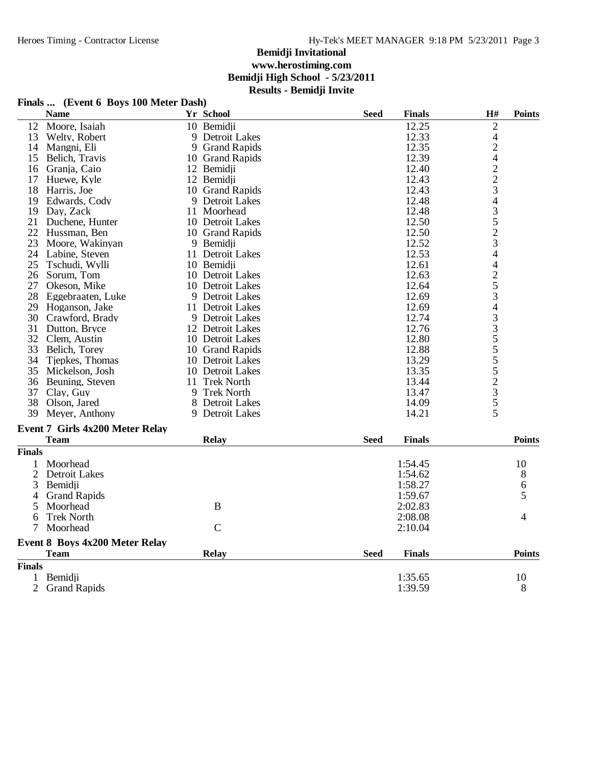# Bemidji Invitational

**www.herostiming.com**

**Bemidji High School - 5/23/2011**

**Results - Bemidji Invite**

## Finals ... (Event 6 Boys 100 Meter Dash)

| | Name | Yr | School | Seed | Finals | H# | Points |
|---|---|---|---|---|---|---|---|
| 12 | Moore, Isaiah | 10 | Bemidji | | 12.25 | 2 | |
| 13 | Welty, Robert | 9 | Detroit Lakes | | 12.33 | 4 | |
| 14 | Mangni, Eli | 9 | Grand Rapids | | 12.35 | 2 | |
| 15 | Belich, Travis | 10 | Grand Rapids | | 12.39 | 4 | |
| 16 | Granja, Caio | 12 | Bemidji | | 12.40 | 2 | |
| 17 | Huewe, Kyle | 12 | Bemidji | | 12.43 | 2 | |
| 18 | Harris, Joe | 10 | Grand Rapids | | 12.43 | 3 | |
| 19 | Edwards, Cody | 9 | Detroit Lakes | | 12.48 | 4 | |
| 19 | Day, Zack | 11 | Moorhead | | 12.48 | 3 | |
| 21 | Duchene, Hunter | 10 | Detroit Lakes | | 12.50 | 5 | |
| 22 | Hussman, Ben | 10 | Grand Rapids | | 12.50 | 2 | |
| 23 | Moore, Wakinyan | 9 | Bemidji | | 12.52 | 3 | |
| 24 | Labine, Steven | 11 | Detroit Lakes | | 12.53 | 4 | |
| 25 | Tschudi, Wylli | 10 | Bemidji | | 12.61 | 4 | |
| 26 | Sorum, Tom | 10 | Detroit Lakes | | 12.63 | 2 | |
| 27 | Okeson, Mike | 10 | Detroit Lakes | | 12.64 | 5 | |
| 28 | Eggebraaten, Luke | 9 | Detroit Lakes | | 12.69 | 3 | |
| 29 | Hoganson, Jake | 11 | Detroit Lakes | | 12.69 | 4 | |
| 30 | Crawford, Brady | 9 | Detroit Lakes | | 12.74 | 3 | |
| 31 | Dutton, Bryce | 12 | Detroit Lakes | | 12.76 | 3 | |
| 32 | Clem, Austin | 10 | Detroit Lakes | | 12.80 | 5 | |
| 33 | Belich, Torey | 10 | Grand Rapids | | 12.88 | 5 | |
| 34 | Tjepkes, Thomas | 10 | Detroit Lakes | | 13.29 | 5 | |
| 35 | Mickelson, Josh | 10 | Detroit Lakes | | 13.35 | 5 | |
| 36 | Beuning, Steven | 11 | Trek North | | 13.44 | 2 | |
| 37 | Clay, Guy | 9 | Trek North | | 13.47 | 3 | |
| 38 | Olson, Jared | 8 | Detroit Lakes | | 14.09 | 5 | |
| 39 | Meyer, Anthony | 9 | Detroit Lakes | | 14.21 | 5 | |

## Event 7 Girls 4x200 Meter Relay

| | Team | Relay | Seed | Finals | Points |
|---|---|---|---|---|---|
| **Finals** | | | | | |
| 1 | Moorhead | | | 1:54.45 | 10 |
| 2 | Detroit Lakes | | | 1:54.62 | 8 |
| 3 | Bemidji | | | 1:58.27 | 6 |
| 4 | Grand Rapids | | | 1:59.67 | 5 |
| 5 | Moorhead | B | | 2:02.83 | |
| 6 | Trek North | | | 2:08.08 | 4 |
| 7 | Moorhead | C | | 2:10.04 | |

## Event 8 Boys 4x200 Meter Relay

| | Team | Relay | Seed | Finals | Points |
|---|---|---|---|---|---|
| **Finals** | | | | | |
| 1 | Bemidji | | | 1:35.65 | 10 |
| 2 | Grand Rapids | | | 1:39.59 | 8 |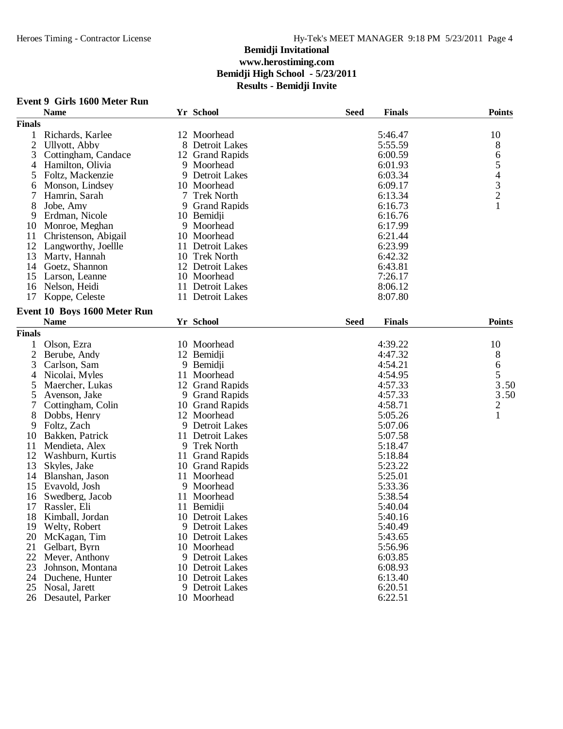**Bemidji Invitational**
**www.herostiming.com**
**Bemidji High School - 5/23/2011**
**Results - Bemidji Invite**

### Event 9 Girls 1600 Meter Run

| | Name | Yr | School | Seed | Finals | Points |
|---|---|---|---|---|---|---|
| **Finals** | | | | | | |
| 1 | Richards, Karlee | 12 | Moorhead | | 5:46.47 | 10 |
| 2 | Ullyott, Abby | 8 | Detroit Lakes | | 5:55.59 | 8 |
| 3 | Cottingham, Candace | 12 | Grand Rapids | | 6:00.59 | 6 |
| 4 | Hamilton, Olivia | 9 | Moorhead | | 6:01.93 | 5 |
| 5 | Foltz, Mackenzie | 9 | Detroit Lakes | | 6:03.34 | 4 |
| 6 | Monson, Lindsey | 10 | Moorhead | | 6:09.17 | 3 |
| 7 | Hamrin, Sarah | 7 | Trek North | | 6:13.34 | 2 |
| 8 | Jobe, Amy | 9 | Grand Rapids | | 6:16.73 | 1 |
| 9 | Erdman, Nicole | 10 | Bemidji | | 6:16.76 | |
| 10 | Monroe, Meghan | 9 | Moorhead | | 6:17.99 | |
| 11 | Christenson, Abigail | 10 | Moorhead | | 6:21.44 | |
| 12 | Langworthy, Joellle | 11 | Detroit Lakes | | 6:23.99 | |
| 13 | Marty, Hannah | 10 | Trek North | | 6:42.32 | |
| 14 | Goetz, Shannon | 12 | Detroit Lakes | | 6:43.81 | |
| 15 | Larson, Leanne | 10 | Moorhead | | 7:26.17 | |
| 16 | Nelson, Heidi | 11 | Detroit Lakes | | 8:06.12 | |
| 17 | Koppe, Celeste | 11 | Detroit Lakes | | 8:07.80 | |

### Event 10 Boys 1600 Meter Run

| | Name | Yr | School | Seed | Finals | Points |
|---|---|---|---|---|---|---|
| **Finals** | | | | | | |
| 1 | Olson, Ezra | 10 | Moorhead | | 4:39.22 | 10 |
| 2 | Berube, Andy | 12 | Bemidji | | 4:47.32 | 8 |
| 3 | Carlson, Sam | 9 | Bemidji | | 4:54.21 | 6 |
| 4 | Nicolai, Myles | 11 | Moorhead | | 4:54.95 | 5 |
| 5 | Maercher, Lukas | 12 | Grand Rapids | | 4:57.33 | 3.50 |
| 5 | Avenson, Jake | 9 | Grand Rapids | | 4:57.33 | 3.50 |
| 7 | Cottingham, Colin | 10 | Grand Rapids | | 4:58.71 | 2 |
| 8 | Dobbs, Henry | 12 | Moorhead | | 5:05.26 | 1 |
| 9 | Foltz, Zach | 9 | Detroit Lakes | | 5:07.06 | |
| 10 | Bakken, Patrick | 11 | Detroit Lakes | | 5:07.58 | |
| 11 | Mendieta, Alex | 9 | Trek North | | 5:18.47 | |
| 12 | Washburn, Kurtis | 11 | Grand Rapids | | 5:18.84 | |
| 13 | Skyles, Jake | 10 | Grand Rapids | | 5:23.22 | |
| 14 | Blanshan, Jason | 11 | Moorhead | | 5:25.01 | |
| 15 | Evavold, Josh | 9 | Moorhead | | 5:33.36 | |
| 16 | Swedberg, Jacob | 11 | Moorhead | | 5:38.54 | |
| 17 | Rassler, Eli | 11 | Bemidji | | 5:40.04 | |
| 18 | Kimball, Jordan | 10 | Detroit Lakes | | 5:40.16 | |
| 19 | Welty, Robert | 9 | Detroit Lakes | | 5:40.49 | |
| 20 | McKagan, Tim | 10 | Detroit Lakes | | 5:43.65 | |
| 21 | Gelbart, Byrn | 10 | Moorhead | | 5:56.96 | |
| 22 | Meyer, Anthony | 9 | Detroit Lakes | | 6:03.85 | |
| 23 | Johnson, Montana | 10 | Detroit Lakes | | 6:08.93 | |
| 24 | Duchene, Hunter | 10 | Detroit Lakes | | 6:13.40 | |
| 25 | Nosal, Jarett | 9 | Detroit Lakes | | 6:20.51 | |
| 26 | Desautel, Parker | 10 | Moorhead | | 6:22.51 | |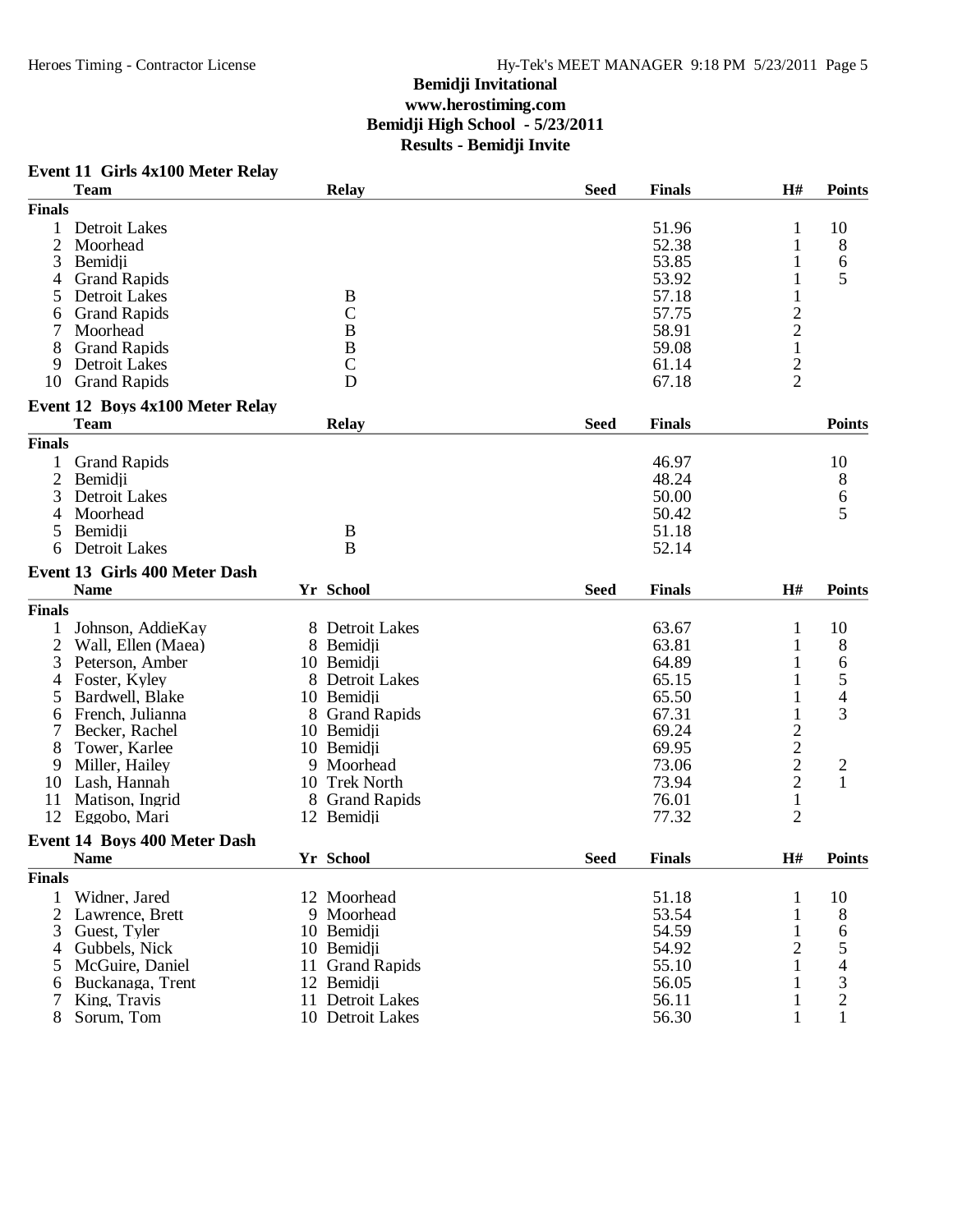## Bemidji Invitational
**www.herostiming.com**
**Bemidji High School - 5/23/2011**
**Results - Bemidji Invite**

### Event 11 Girls 4x100 Meter Relay

| | Team | Relay | Seed | Finals | H# | Points |
|---|---|---|---|---|---|---|
| **Finals** | | | | | | |
| 1 | Detroit Lakes | | | 51.96 | 1 | 10 |
| 2 | Moorhead | | | 52.38 | 1 | 8 |
| 3 | Bemidji | | | 53.85 | 1 | 6 |
| 4 | Grand Rapids | | | 53.92 | 1 | 5 |
| 5 | Detroit Lakes | B | | 57.18 | 1 | |
| 6 | Grand Rapids | C | | 57.75 | 2 | |
| 7 | Moorhead | B | | 58.91 | 2 | |
| 8 | Grand Rapids | B | | 59.08 | 1 | |
| 9 | Detroit Lakes | C | | 61.14 | 2 | |
| 10 | Grand Rapids | D | | 67.18 | 2 | |

### Event 12 Boys 4x100 Meter Relay

| | Team | Relay | Seed | Finals | Points |
|---|---|---|---|---|---|
| **Finals** | | | | | |
| 1 | Grand Rapids | | | 46.97 | 10 |
| 2 | Bemidji | | | 48.24 | 8 |
| 3 | Detroit Lakes | | | 50.00 | 6 |
| 4 | Moorhead | | | 50.42 | 5 |
| 5 | Bemidji | B | | 51.18 | |
| 6 | Detroit Lakes | B | | 52.14 | |

### Event 13 Girls 400 Meter Dash

| | Name | Yr | School | Seed | Finals | H# | Points |
|---|---|---|---|---|---|---|---|
| **Finals** | | | | | | | |
| 1 | Johnson, AddieKay | 8 | Detroit Lakes | | 63.67 | 1 | 10 |
| 2 | Wall, Ellen (Maea) | 8 | Bemidji | | 63.81 | 1 | 8 |
| 3 | Peterson, Amber | 10 | Bemidji | | 64.89 | 1 | 6 |
| 4 | Foster, Kyley | 8 | Detroit Lakes | | 65.15 | 1 | 5 |
| 5 | Bardwell, Blake | 10 | Bemidji | | 65.50 | 1 | 4 |
| 6 | French, Julianna | 8 | Grand Rapids | | 67.31 | 1 | 3 |
| 7 | Becker, Rachel | 10 | Bemidji | | 69.24 | 2 | |
| 8 | Tower, Karlee | 10 | Bemidji | | 69.95 | 2 | |
| 9 | Miller, Hailey | 9 | Moorhead | | 73.06 | 2 | 2 |
| 10 | Lash, Hannah | 10 | Trek North | | 73.94 | 2 | 1 |
| 11 | Matison, Ingrid | 8 | Grand Rapids | | 76.01 | 1 | |
| 12 | Eggobo, Mari | 12 | Bemidji | | 77.32 | 2 | |

### Event 14 Boys 400 Meter Dash

| | Name | Yr | School | Seed | Finals | H# | Points |
|---|---|---|---|---|---|---|---|
| **Finals** | | | | | | | |
| 1 | Widner, Jared | 12 | Moorhead | | 51.18 | 1 | 10 |
| 2 | Lawrence, Brett | 9 | Moorhead | | 53.54 | 1 | 8 |
| 3 | Guest, Tyler | 10 | Bemidji | | 54.59 | 1 | 6 |
| 4 | Gubbels, Nick | 10 | Bemidji | | 54.92 | 2 | 5 |
| 5 | McGuire, Daniel | 11 | Grand Rapids | | 55.10 | 1 | 4 |
| 6 | Buckanaga, Trent | 12 | Bemidji | | 56.05 | 1 | 3 |
| 7 | King, Travis | 11 | Detroit Lakes | | 56.11 | 1 | 2 |
| 8 | Sorum, Tom | 10 | Detroit Lakes | | 56.30 | 1 | 1 |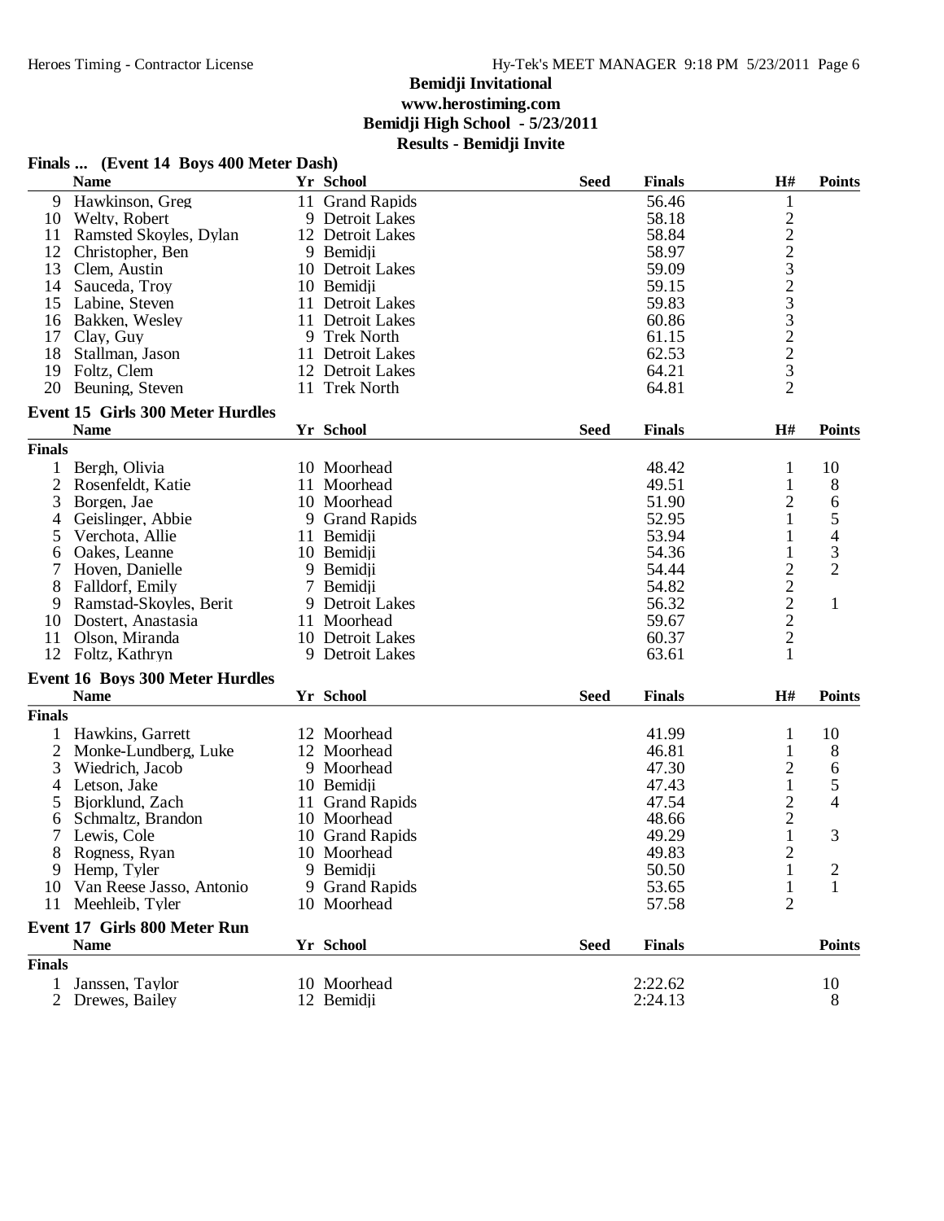## Bemidji Invitational

**www.herostiming.com**

**Bemidji High School - 5/23/2011**

**Results - Bemidji Invite**

### Finals ... (Event 14 Boys 400 Meter Dash)

| | Name | Yr | School | Seed | Finals | H# | Points |
|---|---|---|---|---|---|---|---|
| 9 | Hawkinson, Greg | 11 | Grand Rapids | | 56.46 | 1 | |
| 10 | Welty, Robert | 9 | Detroit Lakes | | 58.18 | 2 | |
| 11 | Ramsted Skoyles, Dylan | 12 | Detroit Lakes | | 58.84 | 2 | |
| 12 | Christopher, Ben | 9 | Bemidji | | 58.97 | 2 | |
| 13 | Clem, Austin | 10 | Detroit Lakes | | 59.09 | 3 | |
| 14 | Sauceda, Troy | 10 | Bemidji | | 59.15 | 2 | |
| 15 | Labine, Steven | 11 | Detroit Lakes | | 59.83 | 3 | |
| 16 | Bakken, Wesley | 11 | Detroit Lakes | | 60.86 | 3 | |
| 17 | Clay, Guy | 9 | Trek North | | 61.15 | 2 | |
| 18 | Stallman, Jason | 11 | Detroit Lakes | | 62.53 | 2 | |
| 19 | Foltz, Clem | 12 | Detroit Lakes | | 64.21 | 3 | |
| 20 | Beuning, Steven | 11 | Trek North | | 64.81 | 2 | |

### Event 15 Girls 300 Meter Hurdles

| | Name | Yr | School | Seed | Finals | H# | Points |
|---|---|---|---|---|---|---|---|
| **Finals** | | | | | | | |
| 1 | Bergh, Olivia | 10 | Moorhead | | 48.42 | 1 | 10 |
| 2 | Rosenfeldt, Katie | 11 | Moorhead | | 49.51 | 1 | 8 |
| 3 | Borgen, Jae | 10 | Moorhead | | 51.90 | 2 | 6 |
| 4 | Geislinger, Abbie | 9 | Grand Rapids | | 52.95 | 1 | 5 |
| 5 | Verchota, Allie | 11 | Bemidji | | 53.94 | 1 | 4 |
| 6 | Oakes, Leanne | 10 | Bemidji | | 54.36 | 1 | 3 |
| 7 | Hoven, Danielle | 9 | Bemidji | | 54.44 | 2 | 2 |
| 8 | Falldorf, Emily | 7 | Bemidji | | 54.82 | 2 | |
| 9 | Ramstad-Skoyles, Berit | 9 | Detroit Lakes | | 56.32 | 2 | 1 |
| 10 | Dostert, Anastasia | 11 | Moorhead | | 59.67 | 2 | |
| 11 | Olson, Miranda | 10 | Detroit Lakes | | 60.37 | 2 | |
| 12 | Foltz, Kathryn | 9 | Detroit Lakes | | 63.61 | 1 | |

### Event 16 Boys 300 Meter Hurdles

| | Name | Yr | School | Seed | Finals | H# | Points |
|---|---|---|---|---|---|---|---|
| **Finals** | | | | | | | |
| 1 | Hawkins, Garrett | 12 | Moorhead | | 41.99 | 1 | 10 |
| 2 | Monke-Lundberg, Luke | 12 | Moorhead | | 46.81 | 1 | 8 |
| 3 | Wiedrich, Jacob | 9 | Moorhead | | 47.30 | 2 | 6 |
| 4 | Letson, Jake | 10 | Bemidji | | 47.43 | 1 | 5 |
| 5 | Bjorklund, Zach | 11 | Grand Rapids | | 47.54 | 2 | 4 |
| 6 | Schmaltz, Brandon | 10 | Moorhead | | 48.66 | 2 | |
| 7 | Lewis, Cole | 10 | Grand Rapids | | 49.29 | 1 | 3 |
| 8 | Rogness, Ryan | 10 | Moorhead | | 49.83 | 2 | |
| 9 | Hemp, Tyler | 9 | Bemidji | | 50.50 | 1 | 2 |
| 10 | Van Reese Jasso, Antonio | 9 | Grand Rapids | | 53.65 | 1 | 1 |
| 11 | Meehleib, Tyler | 10 | Moorhead | | 57.58 | 2 | |

### Event 17 Girls 800 Meter Run

| | Name | Yr | School | Seed | Finals | Points |
|---|---|---|---|---|---|---|
| **Finals** | | | | | | |
| 1 | Janssen, Taylor | 10 | Moorhead | | 2:22.62 | 10 |
| 2 | Drewes, Bailey | 12 | Bemidji | | 2:24.13 | 8 |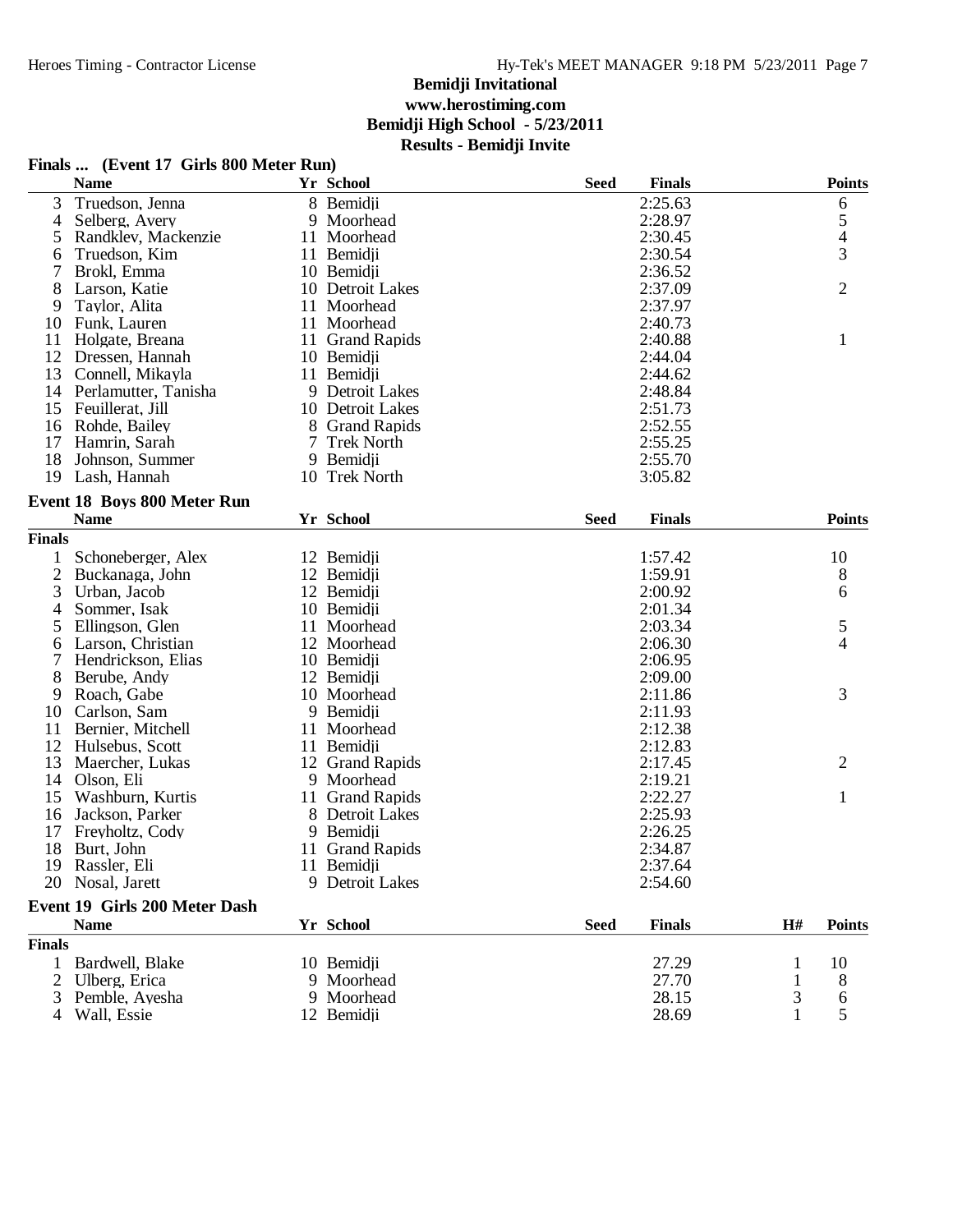# Bemidji Invitational

**www.herostiming.com**

**Bemidji High School - 5/23/2011**

**Results - Bemidji Invite**

## Finals ... (Event 17 Girls 800 Meter Run)

| | Name | Yr | School | Seed | Finals | Points |
|---|---|---|---|---|---|---|
| 3 | Truedson, Jenna | 8 | Bemidji | | 2:25.63 | 6 |
| 4 | Selberg, Avery | 9 | Moorhead | | 2:28.97 | 5 |
| 5 | Randklev, Mackenzie | 11 | Moorhead | | 2:30.45 | 4 |
| 6 | Truedson, Kim | 11 | Bemidji | | 2:30.54 | 3 |
| 7 | Brokl, Emma | 10 | Bemidji | | 2:36.52 | |
| 8 | Larson, Katie | 10 | Detroit Lakes | | 2:37.09 | 2 |
| 9 | Taylor, Alita | 11 | Moorhead | | 2:37.97 | |
| 10 | Funk, Lauren | 11 | Moorhead | | 2:40.73 | |
| 11 | Holgate, Breana | 11 | Grand Rapids | | 2:40.88 | 1 |
| 12 | Dressen, Hannah | 10 | Bemidji | | 2:44.04 | |
| 13 | Connell, Mikayla | 11 | Bemidji | | 2:44.62 | |
| 14 | Perlamutter, Tanisha | 9 | Detroit Lakes | | 2:48.84 | |
| 15 | Feuillerat, Jill | 10 | Detroit Lakes | | 2:51.73 | |
| 16 | Rohde, Bailey | 8 | Grand Rapids | | 2:52.55 | |
| 17 | Hamrin, Sarah | 7 | Trek North | | 2:55.25 | |
| 18 | Johnson, Summer | 9 | Bemidji | | 2:55.70 | |
| 19 | Lash, Hannah | 10 | Trek North | | 3:05.82 | |

## Event 18 Boys 800 Meter Run

| | Name | Yr | School | Seed | Finals | Points |
|---|---|---|---|---|---|---|
| **Finals** | | | | | | |
| 1 | Schoneberger, Alex | 12 | Bemidji | | 1:57.42 | 10 |
| 2 | Buckanaga, John | 12 | Bemidji | | 1:59.91 | 8 |
| 3 | Urban, Jacob | 12 | Bemidji | | 2:00.92 | 6 |
| 4 | Sommer, Isak | 10 | Bemidji | | 2:01.34 | |
| 5 | Ellingson, Glen | 11 | Moorhead | | 2:03.34 | 5 |
| 6 | Larson, Christian | 12 | Moorhead | | 2:06.30 | 4 |
| 7 | Hendrickson, Elias | 10 | Bemidji | | 2:06.95 | |
| 8 | Berube, Andy | 12 | Bemidji | | 2:09.00 | |
| 9 | Roach, Gabe | 10 | Moorhead | | 2:11.86 | 3 |
| 10 | Carlson, Sam | 9 | Bemidji | | 2:11.93 | |
| 11 | Bernier, Mitchell | 11 | Moorhead | | 2:12.38 | |
| 12 | Hulsebus, Scott | 11 | Bemidji | | 2:12.83 | |
| 13 | Maercher, Lukas | 12 | Grand Rapids | | 2:17.45 | 2 |
| 14 | Olson, Eli | 9 | Moorhead | | 2:19.21 | |
| 15 | Washburn, Kurtis | 11 | Grand Rapids | | 2:22.27 | 1 |
| 16 | Jackson, Parker | 8 | Detroit Lakes | | 2:25.93 | |
| 17 | Freyholtz, Cody | 9 | Bemidji | | 2:26.25 | |
| 18 | Burt, John | 11 | Grand Rapids | | 2:34.87 | |
| 19 | Rassler, Eli | 11 | Bemidji | | 2:37.64 | |
| 20 | Nosal, Jarett | 9 | Detroit Lakes | | 2:54.60 | |

## Event 19 Girls 200 Meter Dash

| | Name | Yr | School | Seed | Finals | H# | Points |
|---|---|---|---|---|---|---|---|
| **Finals** | | | | | | | |
| 1 | Bardwell, Blake | 10 | Bemidji | | 27.29 | 1 | 10 |
| 2 | Ulberg, Erica | 9 | Moorhead | | 27.70 | 1 | 8 |
| 3 | Pemble, Ayesha | 9 | Moorhead | | 28.15 | 3 | 6 |
| 4 | Wall, Essie | 12 | Bemidji | | 28.69 | 1 | 5 |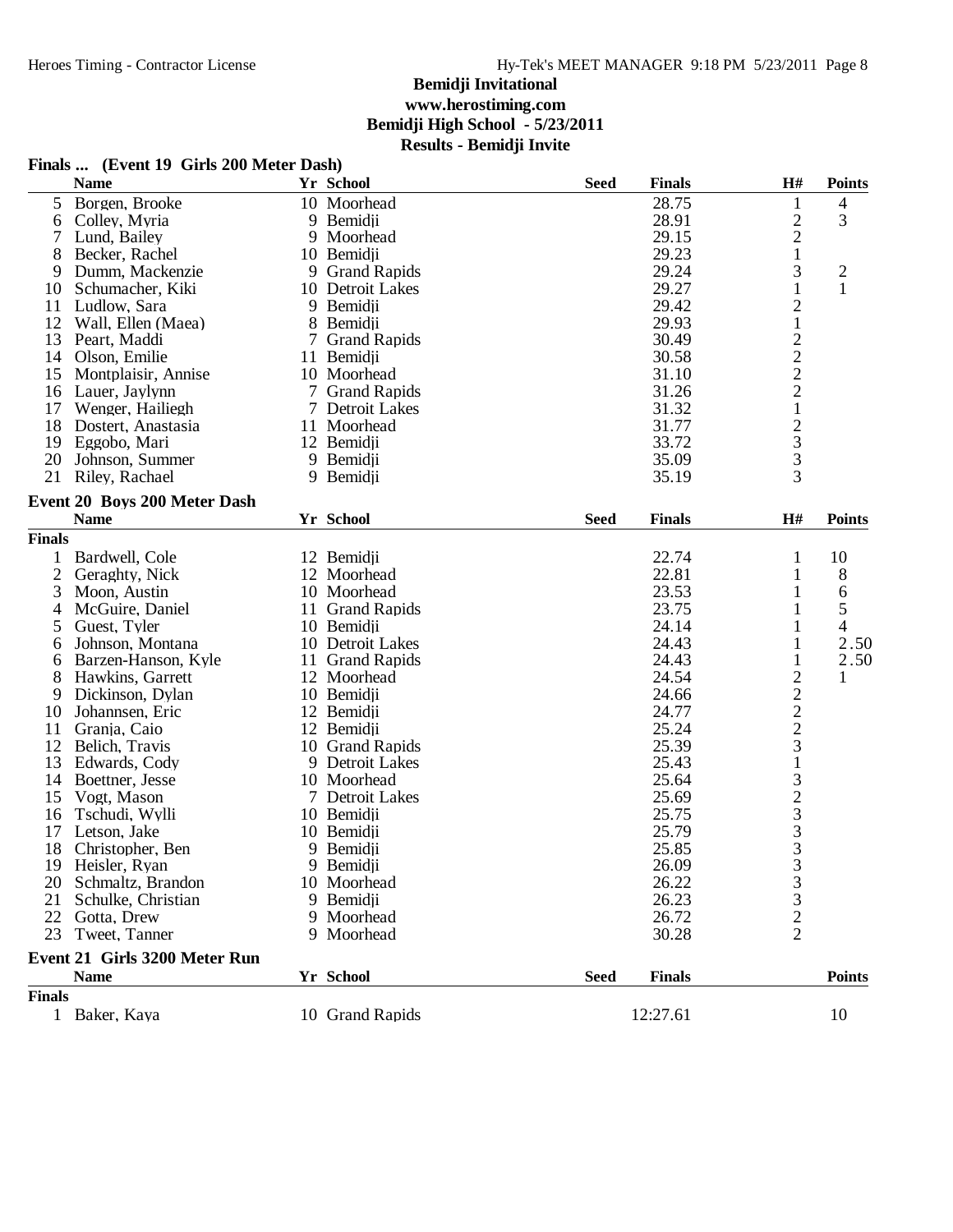# Bemidji Invitational
**www.herostiming.com**
**Bemidji High School - 5/23/2011**
**Results - Bemidji Invite**

## Finals ... (Event 19 Girls 200 Meter Dash)

| | Name | Yr | School | Seed | Finals | H# | Points |
|---|---|---|---|---|---|---|---|
| 5 | Borgen, Brooke | 10 | Moorhead | | 28.75 | 1 | 4 |
| 6 | Colley, Myria | 9 | Bemidji | | 28.91 | 2 | 3 |
| 7 | Lund, Bailey | 9 | Moorhead | | 29.15 | 2 | |
| 8 | Becker, Rachel | 10 | Bemidji | | 29.23 | 1 | |
| 9 | Dumm, Mackenzie | 9 | Grand Rapids | | 29.24 | 3 | 2 |
| 10 | Schumacher, Kiki | 10 | Detroit Lakes | | 29.27 | 1 | 1 |
| 11 | Ludlow, Sara | 9 | Bemidji | | 29.42 | 2 | |
| 12 | Wall, Ellen (Maea) | 8 | Bemidji | | 29.93 | 1 | |
| 13 | Peart, Maddi | 7 | Grand Rapids | | 30.49 | 2 | |
| 14 | Olson, Emilie | 11 | Bemidji | | 30.58 | 2 | |
| 15 | Montplaisir, Annise | 10 | Moorhead | | 31.10 | 2 | |
| 16 | Lauer, Jaylynn | 7 | Grand Rapids | | 31.26 | 2 | |
| 17 | Wenger, Hailiegh | 7 | Detroit Lakes | | 31.32 | 1 | |
| 18 | Dostert, Anastasia | 11 | Moorhead | | 31.77 | 2 | |
| 19 | Eggobo, Mari | 12 | Bemidji | | 33.72 | 3 | |
| 20 | Johnson, Summer | 9 | Bemidji | | 35.09 | 3 | |
| 21 | Riley, Rachael | 9 | Bemidji | | 35.19 | 3 | |

## Event 20 Boys 200 Meter Dash

| | Name | Yr | School | Seed | Finals | H# | Points |
|---|---|---|---|---|---|---|---|
| **Finals** | | | | | | | |
| 1 | Bardwell, Cole | 12 | Bemidji | | 22.74 | 1 | 10 |
| 2 | Geraghty, Nick | 12 | Moorhead | | 22.81 | 1 | 8 |
| 3 | Moon, Austin | 10 | Moorhead | | 23.53 | 1 | 6 |
| 4 | McGuire, Daniel | 11 | Grand Rapids | | 23.75 | 1 | 5 |
| 5 | Guest, Tyler | 10 | Bemidji | | 24.14 | 1 | 4 |
| 6 | Johnson, Montana | 10 | Detroit Lakes | | 24.43 | 1 | 2.50 |
| 6 | Barzen-Hanson, Kyle | 11 | Grand Rapids | | 24.43 | 1 | 2.50 |
| 8 | Hawkins, Garrett | 12 | Moorhead | | 24.54 | 2 | 1 |
| 9 | Dickinson, Dylan | 10 | Bemidji | | 24.66 | 2 | |
| 10 | Johannsen, Eric | 12 | Bemidji | | 24.77 | 2 | |
| 11 | Granja, Caio | 12 | Bemidji | | 25.24 | 2 | |
| 12 | Belich, Travis | 10 | Grand Rapids | | 25.39 | 3 | |
| 13 | Edwards, Cody | 9 | Detroit Lakes | | 25.43 | 1 | |
| 14 | Boettner, Jesse | 10 | Moorhead | | 25.64 | 3 | |
| 15 | Vogt, Mason | 7 | Detroit Lakes | | 25.69 | 2 | |
| 16 | Tschudi, Wylli | 10 | Bemidji | | 25.75 | 3 | |
| 17 | Letson, Jake | 10 | Bemidji | | 25.79 | 3 | |
| 18 | Christopher, Ben | 9 | Bemidji | | 25.85 | 3 | |
| 19 | Heisler, Ryan | 9 | Bemidji | | 26.09 | 3 | |
| 20 | Schmaltz, Brandon | 10 | Moorhead | | 26.22 | 3 | |
| 21 | Schulke, Christian | 9 | Bemidji | | 26.23 | 3 | |
| 22 | Gotta, Drew | 9 | Moorhead | | 26.72 | 2 | |
| 23 | Tweet, Tanner | 9 | Moorhead | | 30.28 | 2 | |

## Event 21 Girls 3200 Meter Run

| | Name | Yr | School | Seed | Finals | Points |
|---|---|---|---|---|---|---|
| **Finals** | | | | | | |
| 1 | Baker, Kaya | 10 | Grand Rapids | | 12:27.61 | 10 |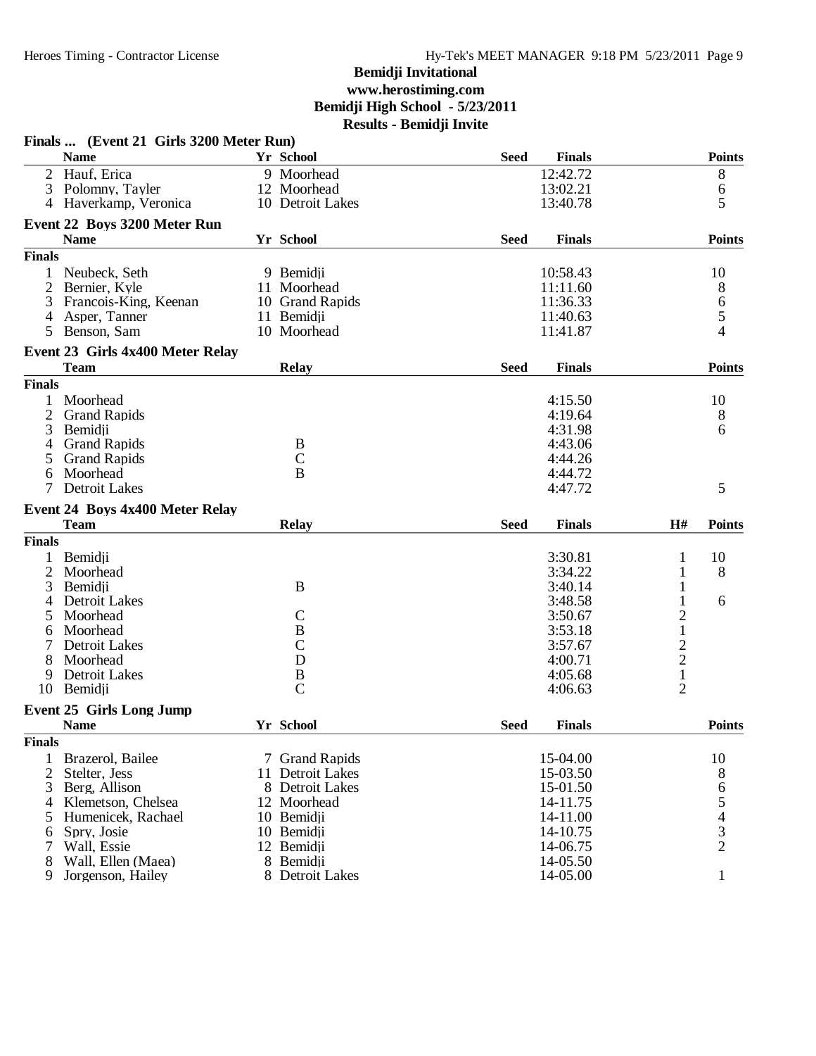# Bemidji Invitational
**www.herostiming.com**
**Bemidji High School - 5/23/2011**
**Results - Bemidji Invite**

### Finals ... (Event 21 Girls 3200 Meter Run)

| | Name | Yr | School | Seed | Finals | Points |
|---|---|---|---|---|---|---|
| 2 | Hauf, Erica | 9 | Moorhead | | 12:42.72 | 8 |
| 3 | Polomny, Tayler | 12 | Moorhead | | 13:02.21 | 6 |
| 4 | Haverkamp, Veronica | 10 | Detroit Lakes | | 13:40.78 | 5 |

### Event 22 Boys 3200 Meter Run

| | Name | Yr | School | Seed | Finals | Points |
|---|---|---|---|---|---|---|
| **Finals** | | | | | | |
| 1 | Neubeck, Seth | 9 | Bemidji | | 10:58.43 | 10 |
| 2 | Bernier, Kyle | 11 | Moorhead | | 11:11.60 | 8 |
| 3 | Francois-King, Keenan | 10 | Grand Rapids | | 11:36.33 | 6 |
| 4 | Asper, Tanner | 11 | Bemidji | | 11:40.63 | 5 |
| 5 | Benson, Sam | 10 | Moorhead | | 11:41.87 | 4 |

### Event 23 Girls 4x400 Meter Relay

| | Team | Relay | Seed | Finals | Points |
|---|---|---|---|---|---|
| **Finals** | | | | | |
| 1 | Moorhead | | | 4:15.50 | 10 |
| 2 | Grand Rapids | | | 4:19.64 | 8 |
| 3 | Bemidji | | | 4:31.98 | 6 |
| 4 | Grand Rapids | B | | 4:43.06 | |
| 5 | Grand Rapids | C | | 4:44.26 | |
| 6 | Moorhead | B | | 4:44.72 | |
| 7 | Detroit Lakes | | | 4:47.72 | 5 |

### Event 24 Boys 4x400 Meter Relay

| | Team | Relay | Seed | Finals | H# | Points |
|---|---|---|---|---|---|---|
| **Finals** | | | | | | |
| 1 | Bemidji | | | 3:30.81 | 1 | 10 |
| 2 | Moorhead | | | 3:34.22 | 1 | 8 |
| 3 | Bemidji | B | | 3:40.14 | 1 | |
| 4 | Detroit Lakes | | | 3:48.58 | 1 | 6 |
| 5 | Moorhead | C | | 3:50.67 | 2 | |
| 6 | Moorhead | B | | 3:53.18 | 1 | |
| 7 | Detroit Lakes | C | | 3:57.67 | 2 | |
| 8 | Moorhead | D | | 4:00.71 | 2 | |
| 9 | Detroit Lakes | B | | 4:05.68 | 1 | |
| 10 | Bemidji | C | | 4:06.63 | 2 | |

### Event 25 Girls Long Jump

| | Name | Yr | School | Seed | Finals | Points |
|---|---|---|---|---|---|---|
| **Finals** | | | | | | |
| 1 | Brazerol, Bailee | 7 | Grand Rapids | | 15-04.00 | 10 |
| 2 | Stelter, Jess | 11 | Detroit Lakes | | 15-03.50 | 8 |
| 3 | Berg, Allison | 8 | Detroit Lakes | | 15-01.50 | 6 |
| 4 | Klemetson, Chelsea | 12 | Moorhead | | 14-11.75 | 5 |
| 5 | Humenicek, Rachael | 10 | Bemidji | | 14-11.00 | 4 |
| 6 | Spry, Josie | 10 | Bemidji | | 14-10.75 | 3 |
| 7 | Wall, Essie | 12 | Bemidji | | 14-06.75 | 2 |
| 8 | Wall, Ellen (Maea) | 8 | Bemidji | | 14-05.50 | |
| 9 | Jorgenson, Hailey | 8 | Detroit Lakes | | 14-05.00 | 1 |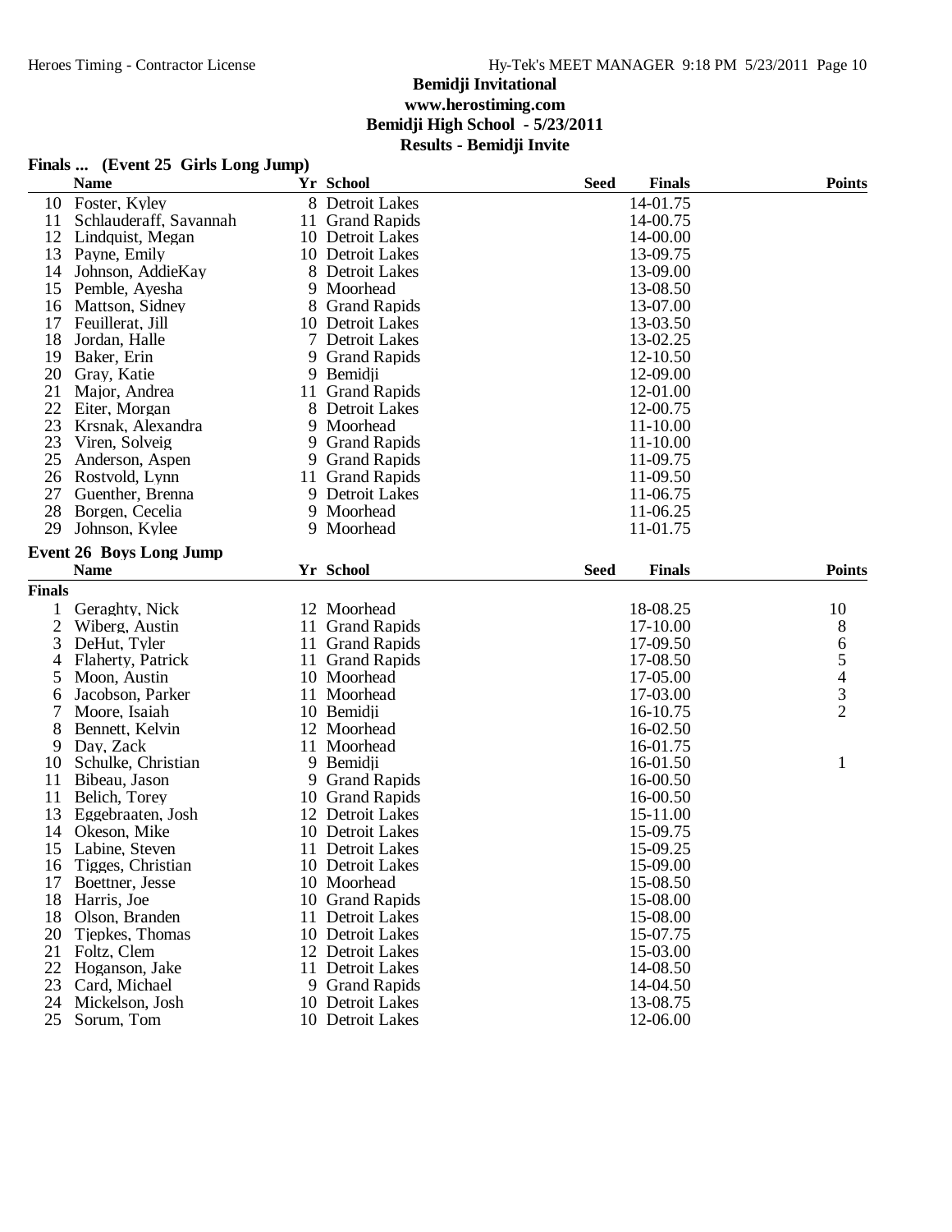# Bemidji Invitational

**www.herostiming.com**

**Bemidji High School - 5/23/2011**

**Results - Bemidji Invite**

## Finals ... (Event 25 Girls Long Jump)

| | Name | Yr | School | Seed | Finals | Points |
|---|---|---|---|---|---|---|
| 10 | Foster, Kyley | 8 | Detroit Lakes | | 14-01.75 | |
| 11 | Schlauderaff, Savannah | 11 | Grand Rapids | | 14-00.75 | |
| 12 | Lindquist, Megan | 10 | Detroit Lakes | | 14-00.00 | |
| 13 | Payne, Emily | 10 | Detroit Lakes | | 13-09.75 | |
| 14 | Johnson, AddieKay | 8 | Detroit Lakes | | 13-09.00 | |
| 15 | Pemble, Ayesha | 9 | Moorhead | | 13-08.50 | |
| 16 | Mattson, Sidney | 8 | Grand Rapids | | 13-07.00 | |
| 17 | Feuillerat, Jill | 10 | Detroit Lakes | | 13-03.50 | |
| 18 | Jordan, Halle | 7 | Detroit Lakes | | 13-02.25 | |
| 19 | Baker, Erin | 9 | Grand Rapids | | 12-10.50 | |
| 20 | Gray, Katie | 9 | Bemidji | | 12-09.00 | |
| 21 | Major, Andrea | 11 | Grand Rapids | | 12-01.00 | |
| 22 | Eiter, Morgan | 8 | Detroit Lakes | | 12-00.75 | |
| 23 | Krsnak, Alexandra | 9 | Moorhead | | 11-10.00 | |
| 23 | Viren, Solveig | 9 | Grand Rapids | | 11-10.00 | |
| 25 | Anderson, Aspen | 9 | Grand Rapids | | 11-09.75 | |
| 26 | Rostvold, Lynn | 11 | Grand Rapids | | 11-09.50 | |
| 27 | Guenther, Brenna | 9 | Detroit Lakes | | 11-06.75 | |
| 28 | Borgen, Cecelia | 9 | Moorhead | | 11-06.25 | |
| 29 | Johnson, Kylee | 9 | Moorhead | | 11-01.75 | |

## Event 26 Boys Long Jump

**Finals**

| | Name | Yr | School | Seed | Finals | Points |
|---|---|---|---|---|---|---|
| 1 | Geraghty, Nick | 12 | Moorhead | | 18-08.25 | 10 |
| 2 | Wiberg, Austin | 11 | Grand Rapids | | 17-10.00 | 8 |
| 3 | DeHut, Tyler | 11 | Grand Rapids | | 17-09.50 | 6 |
| 4 | Flaherty, Patrick | 11 | Grand Rapids | | 17-08.50 | 5 |
| 5 | Moon, Austin | 10 | Moorhead | | 17-05.00 | 4 |
| 6 | Jacobson, Parker | 11 | Moorhead | | 17-03.00 | 3 |
| 7 | Moore, Isaiah | 10 | Bemidji | | 16-10.75 | 2 |
| 8 | Bennett, Kelvin | 12 | Moorhead | | 16-02.50 | |
| 9 | Day, Zack | 11 | Moorhead | | 16-01.75 | |
| 10 | Schulke, Christian | 9 | Bemidji | | 16-01.50 | 1 |
| 11 | Bibeau, Jason | 9 | Grand Rapids | | 16-00.50 | |
| 11 | Belich, Torey | 10 | Grand Rapids | | 16-00.50 | |
| 13 | Eggebraaten, Josh | 12 | Detroit Lakes | | 15-11.00 | |
| 14 | Okeson, Mike | 10 | Detroit Lakes | | 15-09.75 | |
| 15 | Labine, Steven | 11 | Detroit Lakes | | 15-09.25 | |
| 16 | Tigges, Christian | 10 | Detroit Lakes | | 15-09.00 | |
| 17 | Boettner, Jesse | 10 | Moorhead | | 15-08.50 | |
| 18 | Harris, Joe | 10 | Grand Rapids | | 15-08.00 | |
| 18 | Olson, Branden | 11 | Detroit Lakes | | 15-08.00 | |
| 20 | Tjepkes, Thomas | 10 | Detroit Lakes | | 15-07.75 | |
| 21 | Foltz, Clem | 12 | Detroit Lakes | | 15-03.00 | |
| 22 | Hoganson, Jake | 11 | Detroit Lakes | | 14-08.50 | |
| 23 | Card, Michael | 9 | Grand Rapids | | 14-04.50 | |
| 24 | Mickelson, Josh | 10 | Detroit Lakes | | 13-08.75 | |
| 25 | Sorum, Tom | 10 | Detroit Lakes | | 12-06.00 | |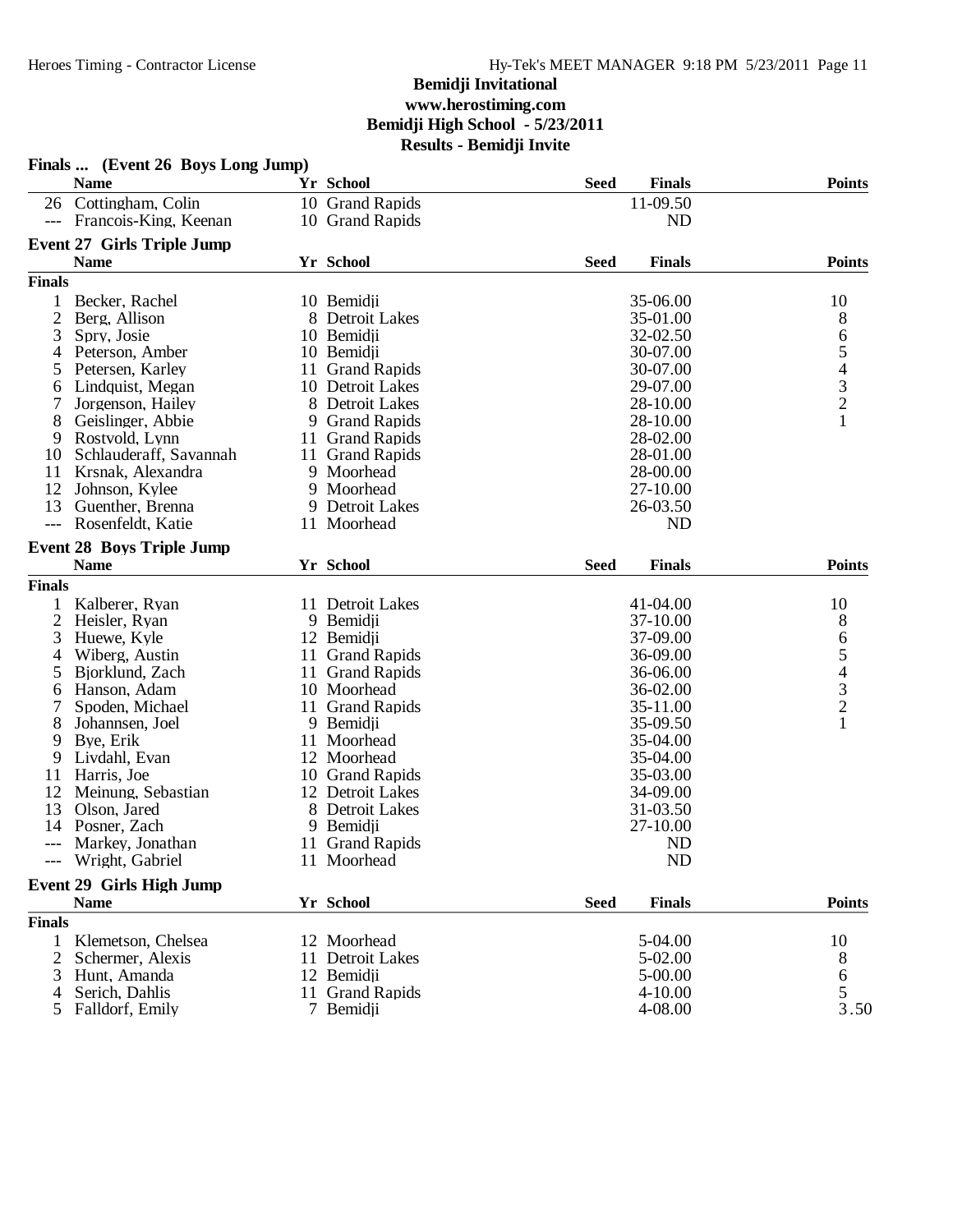## Bemidji Invitational

**www.herostiming.com**

**Bemidji High School - 5/23/2011**

**Results - Bemidji Invite**

### Finals ... (Event 26 Boys Long Jump)

| | Name | Yr | School | Seed | Finals | Points |
|---|---|---|---|---|---|---|
| 26 | Cottingham, Colin | 10 | Grand Rapids | | 11-09.50 | |
| --- | Francois-King, Keenan | 10 | Grand Rapids | | ND | |

### Event 27 Girls Triple Jump

| | Name | Yr | School | Seed | Finals | Points |
|---|---|---|---|---|---|---|
| **Finals** | | | | | | |
| 1 | Becker, Rachel | 10 | Bemidji | | 35-06.00 | 10 |
| 2 | Berg, Allison | 8 | Detroit Lakes | | 35-01.00 | 8 |
| 3 | Spry, Josie | 10 | Bemidji | | 32-02.50 | 6 |
| 4 | Peterson, Amber | 10 | Bemidji | | 30-07.00 | 5 |
| 5 | Petersen, Karley | 11 | Grand Rapids | | 30-07.00 | 4 |
| 6 | Lindquist, Megan | 10 | Detroit Lakes | | 29-07.00 | 3 |
| 7 | Jorgenson, Hailey | 8 | Detroit Lakes | | 28-10.00 | 2 |
| 8 | Geislinger, Abbie | 9 | Grand Rapids | | 28-10.00 | 1 |
| 9 | Rostvold, Lynn | 11 | Grand Rapids | | 28-02.00 | |
| 10 | Schlauderaff, Savannah | 11 | Grand Rapids | | 28-01.00 | |
| 11 | Krsnak, Alexandra | 9 | Moorhead | | 28-00.00 | |
| 12 | Johnson, Kylee | 9 | Moorhead | | 27-10.00 | |
| 13 | Guenther, Brenna | 9 | Detroit Lakes | | 26-03.50 | |
| --- | Rosenfeldt, Katie | 11 | Moorhead | | ND | |

### Event 28 Boys Triple Jump

| | Name | Yr | School | Seed | Finals | Points |
|---|---|---|---|---|---|---|
| **Finals** | | | | | | |
| 1 | Kalberer, Ryan | 11 | Detroit Lakes | | 41-04.00 | 10 |
| 2 | Heisler, Ryan | 9 | Bemidji | | 37-10.00 | 8 |
| 3 | Huewe, Kyle | 12 | Bemidji | | 37-09.00 | 6 |
| 4 | Wiberg, Austin | 11 | Grand Rapids | | 36-09.00 | 5 |
| 5 | Bjorklund, Zach | 11 | Grand Rapids | | 36-06.00 | 4 |
| 6 | Hanson, Adam | 10 | Moorhead | | 36-02.00 | 3 |
| 7 | Spoden, Michael | 11 | Grand Rapids | | 35-11.00 | 2 |
| 8 | Johannsen, Joel | 9 | Bemidji | | 35-09.50 | 1 |
| 9 | Bye, Erik | 11 | Moorhead | | 35-04.00 | |
| 9 | Livdahl, Evan | 12 | Moorhead | | 35-04.00 | |
| 11 | Harris, Joe | 10 | Grand Rapids | | 35-03.00 | |
| 12 | Meinung, Sebastian | 12 | Detroit Lakes | | 34-09.00 | |
| 13 | Olson, Jared | 8 | Detroit Lakes | | 31-03.50 | |
| 14 | Posner, Zach | 9 | Bemidji | | 27-10.00 | |
| --- | Markey, Jonathan | 11 | Grand Rapids | | ND | |
| --- | Wright, Gabriel | 11 | Moorhead | | ND | |

### Event 29 Girls High Jump

| | Name | Yr | School | Seed | Finals | Points |
|---|---|---|---|---|---|---|
| **Finals** | | | | | | |
| 1 | Klemetson, Chelsea | 12 | Moorhead | | 5-04.00 | 10 |
| 2 | Schermer, Alexis | 11 | Detroit Lakes | | 5-02.00 | 8 |
| 3 | Hunt, Amanda | 12 | Bemidji | | 5-00.00 | 6 |
| 4 | Serich, Dahlis | 11 | Grand Rapids | | 4-10.00 | 5 |
| 5 | Falldorf, Emily | 7 | Bemidji | | 4-08.00 | 3.50 |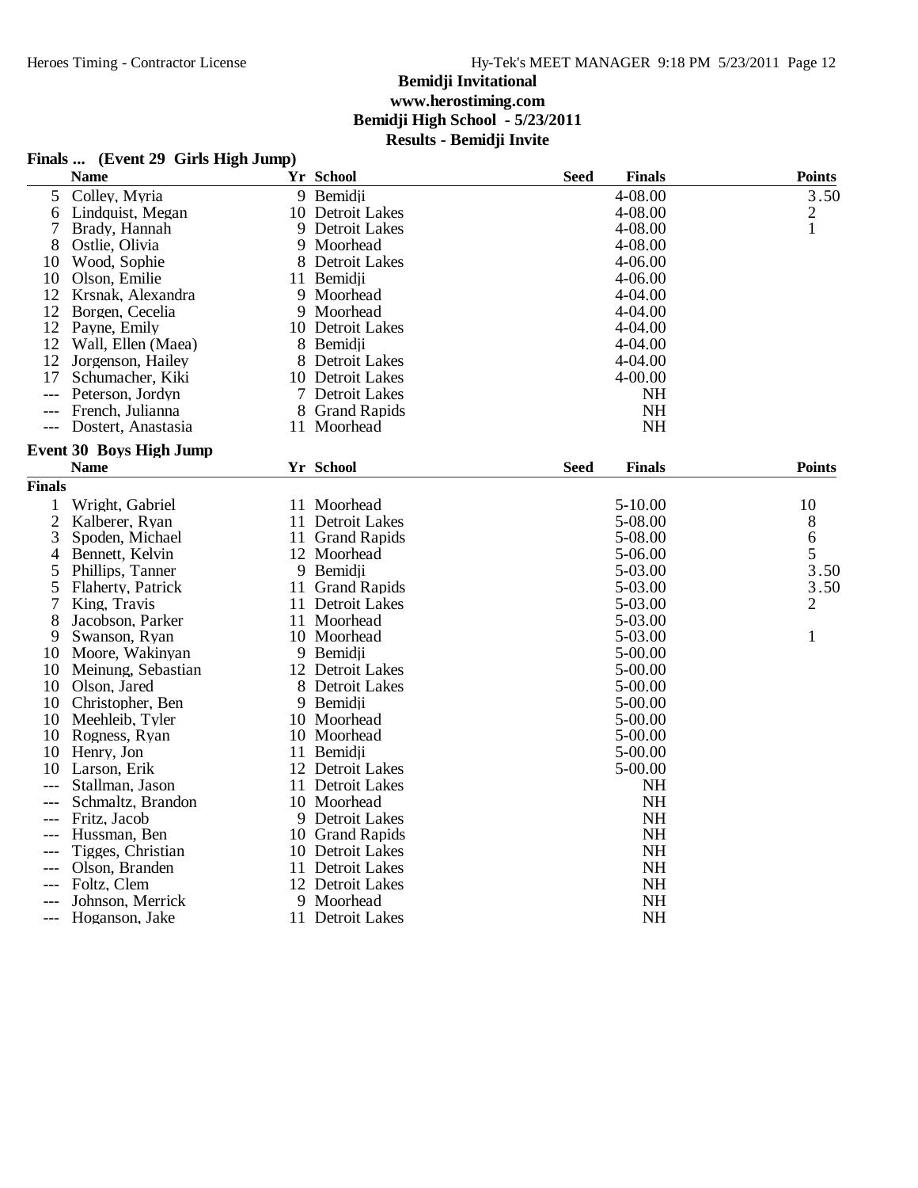**Bemidji Invitational**
**www.herostiming.com**
**Bemidji High School - 5/23/2011**
**Results - Bemidji Invite**

## Finals ... (Event 29 Girls High Jump)

| | Name | Yr | School | Seed | Finals | Points |
|---|---|---|---|---|---|---|
| 5 | Colley, Myria | 9 | Bemidji | | 4-08.00 | 3.50 |
| 6 | Lindquist, Megan | 10 | Detroit Lakes | | 4-08.00 | 2 |
| 7 | Brady, Hannah | 9 | Detroit Lakes | | 4-08.00 | 1 |
| 8 | Ostlie, Olivia | 9 | Moorhead | | 4-08.00 | |
| 10 | Wood, Sophie | 8 | Detroit Lakes | | 4-06.00 | |
| 10 | Olson, Emilie | 11 | Bemidji | | 4-06.00 | |
| 12 | Krsnak, Alexandra | 9 | Moorhead | | 4-04.00 | |
| 12 | Borgen, Cecelia | 9 | Moorhead | | 4-04.00 | |
| 12 | Payne, Emily | 10 | Detroit Lakes | | 4-04.00 | |
| 12 | Wall, Ellen (Maea) | 8 | Bemidji | | 4-04.00 | |
| 12 | Jorgenson, Hailey | 8 | Detroit Lakes | | 4-04.00 | |
| 17 | Schumacher, Kiki | 10 | Detroit Lakes | | 4-00.00 | |
| --- | Peterson, Jordyn | 7 | Detroit Lakes | | NH | |
| --- | French, Julianna | 8 | Grand Rapids | | NH | |
| --- | Dostert, Anastasia | 11 | Moorhead | | NH | |

## Event 30 Boys High Jump

**Finals**

| | Name | Yr | School | Seed | Finals | Points |
|---|---|---|---|---|---|---|
| 1 | Wright, Gabriel | 11 | Moorhead | | 5-10.00 | 10 |
| 2 | Kalberer, Ryan | 11 | Detroit Lakes | | 5-08.00 | 8 |
| 3 | Spoden, Michael | 11 | Grand Rapids | | 5-08.00 | 6 |
| 4 | Bennett, Kelvin | 12 | Moorhead | | 5-06.00 | 5 |
| 5 | Phillips, Tanner | 9 | Bemidji | | 5-03.00 | 3.50 |
| 5 | Flaherty, Patrick | 11 | Grand Rapids | | 5-03.00 | 3.50 |
| 7 | King, Travis | 11 | Detroit Lakes | | 5-03.00 | 2 |
| 8 | Jacobson, Parker | 11 | Moorhead | | 5-03.00 | |
| 9 | Swanson, Ryan | 10 | Moorhead | | 5-03.00 | 1 |
| 10 | Moore, Wakinyan | 9 | Bemidji | | 5-00.00 | |
| 10 | Meinung, Sebastian | 12 | Detroit Lakes | | 5-00.00 | |
| 10 | Olson, Jared | 8 | Detroit Lakes | | 5-00.00 | |
| 10 | Christopher, Ben | 9 | Bemidji | | 5-00.00 | |
| 10 | Meehleib, Tyler | 10 | Moorhead | | 5-00.00 | |
| 10 | Rogness, Ryan | 10 | Moorhead | | 5-00.00 | |
| 10 | Henry, Jon | 11 | Bemidji | | 5-00.00 | |
| 10 | Larson, Erik | 12 | Detroit Lakes | | 5-00.00 | |
| --- | Stallman, Jason | 11 | Detroit Lakes | | NH | |
| --- | Schmaltz, Brandon | 10 | Moorhead | | NH | |
| --- | Fritz, Jacob | 9 | Detroit Lakes | | NH | |
| --- | Hussman, Ben | 10 | Grand Rapids | | NH | |
| --- | Tigges, Christian | 10 | Detroit Lakes | | NH | |
| --- | Olson, Branden | 11 | Detroit Lakes | | NH | |
| --- | Foltz, Clem | 12 | Detroit Lakes | | NH | |
| --- | Johnson, Merrick | 9 | Moorhead | | NH | |
| --- | Hoganson, Jake | 11 | Detroit Lakes | | NH | |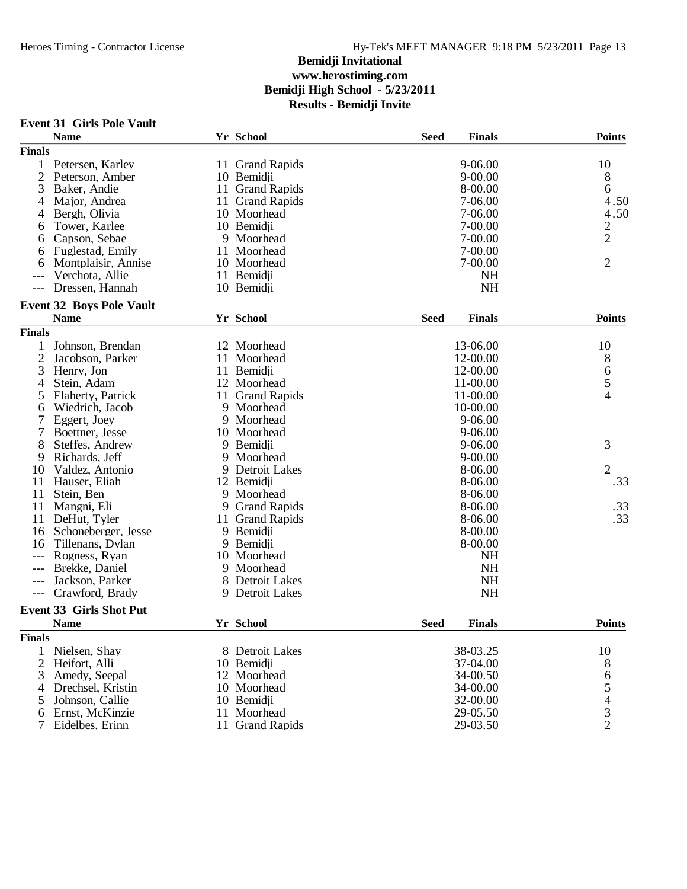# Bemidji Invitational
**www.herostiming.com**
**Bemidji High School - 5/23/2011**
**Results - Bemidji Invite**

## Event 31 Girls Pole Vault

| | Name | Yr | School | Seed | Finals | Points |
|---|---|---|---|---|---|---|
| **Finals** | | | | | | |
| 1 | Petersen, Karley | 11 | Grand Rapids | | 9-06.00 | 10 |
| 2 | Peterson, Amber | 10 | Bemidji | | 9-00.00 | 8 |
| 3 | Baker, Andie | 11 | Grand Rapids | | 8-00.00 | 6 |
| 4 | Major, Andrea | 11 | Grand Rapids | | 7-06.00 | 4.50 |
| 4 | Bergh, Olivia | 10 | Moorhead | | 7-06.00 | 4.50 |
| 6 | Tower, Karlee | 10 | Bemidji | | 7-00.00 | 2 |
| 6 | Capson, Sebae | 9 | Moorhead | | 7-00.00 | 2 |
| 6 | Fuglestad, Emily | 11 | Moorhead | | 7-00.00 | |
| 6 | Montplaisir, Annise | 10 | Moorhead | | 7-00.00 | 2 |
| --- | Verchota, Allie | 11 | Bemidji | | NH | |
| --- | Dressen, Hannah | 10 | Bemidji | | NH | |

## Event 32 Boys Pole Vault

| | Name | Yr | School | Seed | Finals | Points |
|---|---|---|---|---|---|---|
| **Finals** | | | | | | |
| 1 | Johnson, Brendan | 12 | Moorhead | | 13-06.00 | 10 |
| 2 | Jacobson, Parker | 11 | Moorhead | | 12-00.00 | 8 |
| 3 | Henry, Jon | 11 | Bemidji | | 12-00.00 | 6 |
| 4 | Stein, Adam | 12 | Moorhead | | 11-00.00 | 5 |
| 5 | Flaherty, Patrick | 11 | Grand Rapids | | 11-00.00 | 4 |
| 6 | Wiedrich, Jacob | 9 | Moorhead | | 10-00.00 | |
| 7 | Eggert, Joey | 9 | Moorhead | | 9-06.00 | |
| 7 | Boettner, Jesse | 10 | Moorhead | | 9-06.00 | |
| 8 | Steffes, Andrew | 9 | Bemidji | | 9-06.00 | 3 |
| 9 | Richards, Jeff | 9 | Moorhead | | 9-00.00 | |
| 10 | Valdez, Antonio | 9 | Detroit Lakes | | 8-06.00 | 2 |
| 11 | Hauser, Eliah | 12 | Bemidji | | 8-06.00 | .33 |
| 11 | Stein, Ben | 9 | Moorhead | | 8-06.00 | |
| 11 | Mangni, Eli | 9 | Grand Rapids | | 8-06.00 | .33 |
| 11 | DeHut, Tyler | 11 | Grand Rapids | | 8-06.00 | .33 |
| 16 | Schoneberger, Jesse | 9 | Bemidji | | 8-00.00 | |
| 16 | Tillenans, Dylan | 9 | Bemidji | | 8-00.00 | |
| --- | Rogness, Ryan | 10 | Moorhead | | NH | |
| --- | Brekke, Daniel | 9 | Moorhead | | NH | |
| --- | Jackson, Parker | 8 | Detroit Lakes | | NH | |
| --- | Crawford, Brady | 9 | Detroit Lakes | | NH | |

## Event 33 Girls Shot Put

| | Name | Yr | School | Seed | Finals | Points |
|---|---|---|---|---|---|---|
| **Finals** | | | | | | |
| 1 | Nielsen, Shay | 8 | Detroit Lakes | | 38-03.25 | 10 |
| 2 | Heifort, Alli | 10 | Bemidji | | 37-04.00 | 8 |
| 3 | Amedy, Seepal | 12 | Moorhead | | 34-00.50 | 6 |
| 4 | Drechsel, Kristin | 10 | Moorhead | | 34-00.00 | 5 |
| 5 | Johnson, Callie | 10 | Bemidji | | 32-00.00 | 4 |
| 6 | Ernst, McKinzie | 11 | Moorhead | | 29-05.50 | 3 |
| 7 | Eidelbes, Erinn | 11 | Grand Rapids | | 29-03.50 | 2 |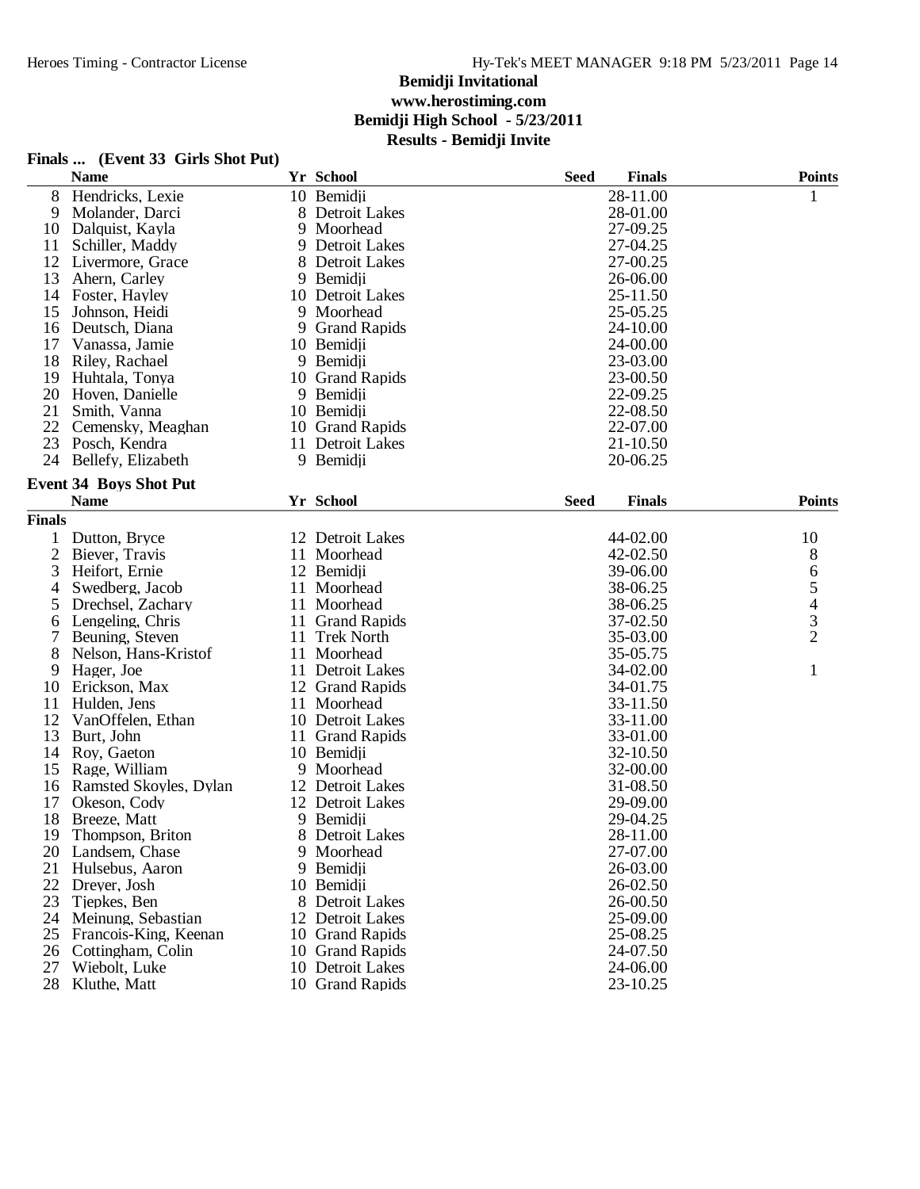# Bemidji Invitational

**www.herostiming.com**

**Bemidji High School - 5/23/2011**

**Results - Bemidji Invite**

## Finals ... (Event 33 Girls Shot Put)

| | Name | Yr | School | Seed | Finals | Points |
|---|---|---|---|---|---|---|
| 8 | Hendricks, Lexie | 10 | Bemidji | | 28-11.00 | 1 |
| 9 | Molander, Darci | 8 | Detroit Lakes | | 28-01.00 | |
| 10 | Dalquist, Kayla | 9 | Moorhead | | 27-09.25 | |
| 11 | Schiller, Maddy | 9 | Detroit Lakes | | 27-04.25 | |
| 12 | Livermore, Grace | 8 | Detroit Lakes | | 27-00.25 | |
| 13 | Ahern, Carley | 9 | Bemidji | | 26-06.00 | |
| 14 | Foster, Hayley | 10 | Detroit Lakes | | 25-11.50 | |
| 15 | Johnson, Heidi | 9 | Moorhead | | 25-05.25 | |
| 16 | Deutsch, Diana | 9 | Grand Rapids | | 24-10.00 | |
| 17 | Vanassa, Jamie | 10 | Bemidji | | 24-00.00 | |
| 18 | Riley, Rachael | 9 | Bemidji | | 23-03.00 | |
| 19 | Huhtala, Tonya | 10 | Grand Rapids | | 23-00.50 | |
| 20 | Hoven, Danielle | 9 | Bemidji | | 22-09.25 | |
| 21 | Smith, Vanna | 10 | Bemidji | | 22-08.50 | |
| 22 | Cemensky, Meaghan | 10 | Grand Rapids | | 22-07.00 | |
| 23 | Posch, Kendra | 11 | Detroit Lakes | | 21-10.50 | |
| 24 | Bellefy, Elizabeth | 9 | Bemidji | | 20-06.25 | |

## Event 34 Boys Shot Put

**Finals**

| | Name | Yr | School | Seed | Finals | Points |
|---|---|---|---|---|---|---|
| 1 | Dutton, Bryce | 12 | Detroit Lakes | | 44-02.00 | 10 |
| 2 | Biever, Travis | 11 | Moorhead | | 42-02.50 | 8 |
| 3 | Heifort, Ernie | 12 | Bemidji | | 39-06.00 | 6 |
| 4 | Swedberg, Jacob | 11 | Moorhead | | 38-06.25 | 5 |
| 5 | Drechsel, Zachary | 11 | Moorhead | | 38-06.25 | 4 |
| 6 | Lengeling, Chris | 11 | Grand Rapids | | 37-02.50 | 3 |
| 7 | Beuning, Steven | 11 | Trek North | | 35-03.00 | 2 |
| 8 | Nelson, Hans-Kristof | 11 | Moorhead | | 35-05.75 | |
| 9 | Hager, Joe | 11 | Detroit Lakes | | 34-02.00 | 1 |
| 10 | Erickson, Max | 12 | Grand Rapids | | 34-01.75 | |
| 11 | Hulden, Jens | 11 | Moorhead | | 33-11.50 | |
| 12 | VanOffelen, Ethan | 10 | Detroit Lakes | | 33-11.00 | |
| 13 | Burt, John | 11 | Grand Rapids | | 33-01.00 | |
| 14 | Roy, Gaeton | 10 | Bemidji | | 32-10.50 | |
| 15 | Rage, William | 9 | Moorhead | | 32-00.00 | |
| 16 | Ramsted Skoyles, Dylan | 12 | Detroit Lakes | | 31-08.50 | |
| 17 | Okeson, Cody | 12 | Detroit Lakes | | 29-09.00 | |
| 18 | Breeze, Matt | 9 | Bemidji | | 29-04.25 | |
| 19 | Thompson, Briton | 8 | Detroit Lakes | | 28-11.00 | |
| 20 | Landsem, Chase | 9 | Moorhead | | 27-07.00 | |
| 21 | Hulsebus, Aaron | 9 | Bemidji | | 26-03.00 | |
| 22 | Dreyer, Josh | 10 | Bemidji | | 26-02.50 | |
| 23 | Tjepkes, Ben | 8 | Detroit Lakes | | 26-00.50 | |
| 24 | Meinung, Sebastian | 12 | Detroit Lakes | | 25-09.00 | |
| 25 | Francois-King, Keenan | 10 | Grand Rapids | | 25-08.25 | |
| 26 | Cottingham, Colin | 10 | Grand Rapids | | 24-07.50 | |
| 27 | Wiebolt, Luke | 10 | Detroit Lakes | | 24-06.00 | |
| 28 | Kluthe, Matt | 10 | Grand Rapids | | 23-10.25 | |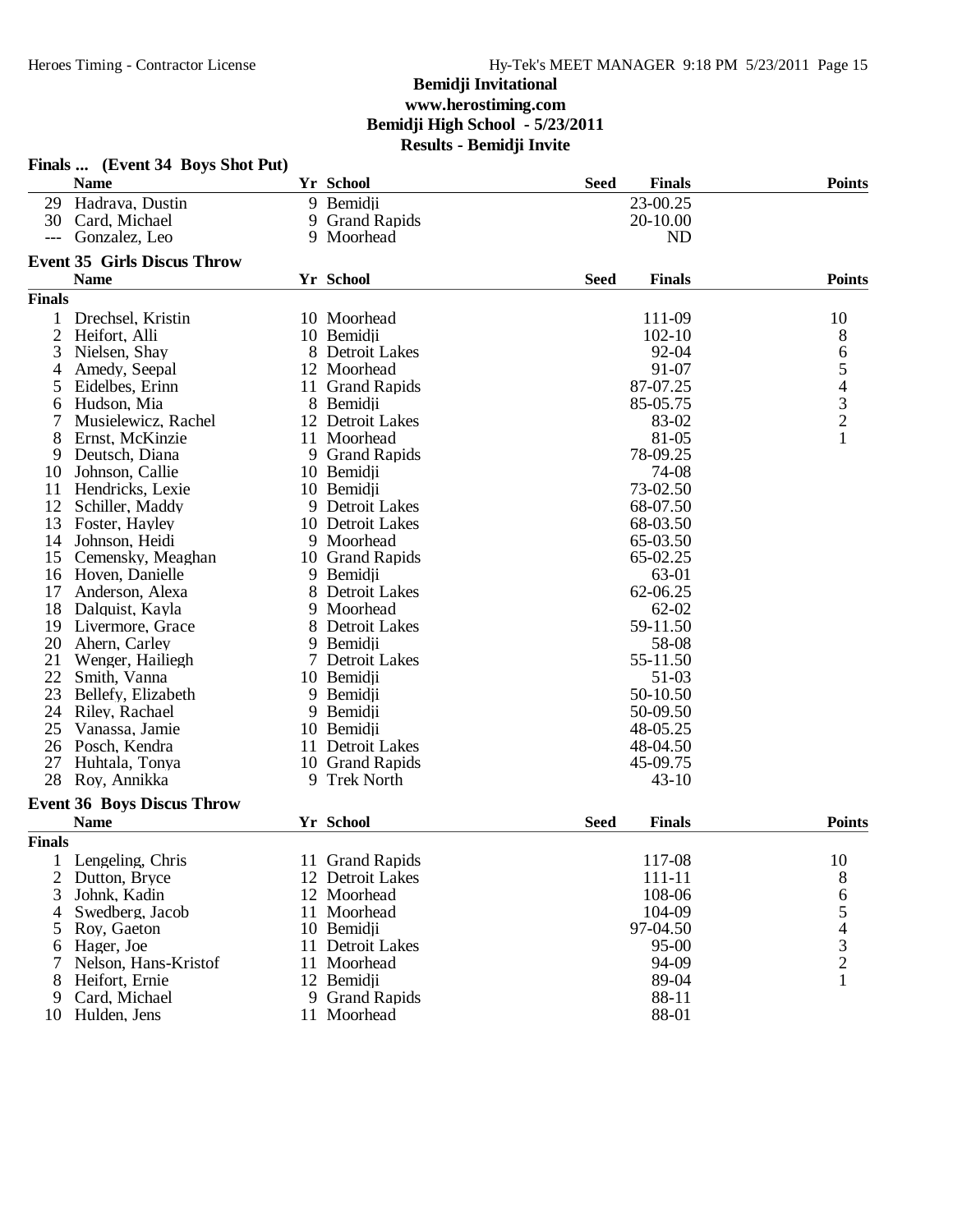## Bemidji Invitational
**www.herostiming.com**
**Bemidji High School - 5/23/2011**
**Results - Bemidji Invite**

### Finals ... (Event 34 Boys Shot Put)

| | Name | Yr | School | Seed | Finals | Points |
|---|---|---|---|---|---|---|
| 29 | Hadrava, Dustin | 9 | Bemidji | | 23-00.25 | |
| 30 | Card, Michael | 9 | Grand Rapids | | 20-10.00 | |
| --- | Gonzalez, Leo | 9 | Moorhead | | ND | |

### Event 35 Girls Discus Throw

| | Name | Yr | School | Seed | Finals | Points |
|---|---|---|---|---|---|---|
| **Finals** | | | | | | |
| 1 | Drechsel, Kristin | 10 | Moorhead | | 111-09 | 10 |
| 2 | Heifort, Alli | 10 | Bemidji | | 102-10 | 8 |
| 3 | Nielsen, Shay | 8 | Detroit Lakes | | 92-04 | 6 |
| 4 | Amedy, Seepal | 12 | Moorhead | | 91-07 | 5 |
| 5 | Eidelbes, Erinn | 11 | Grand Rapids | | 87-07.25 | 4 |
| 6 | Hudson, Mia | 8 | Bemidji | | 85-05.75 | 3 |
| 7 | Musielewicz, Rachel | 12 | Detroit Lakes | | 83-02 | 2 |
| 8 | Ernst, McKinzie | 11 | Moorhead | | 81-05 | 1 |
| 9 | Deutsch, Diana | 9 | Grand Rapids | | 78-09.25 | |
| 10 | Johnson, Callie | 10 | Bemidji | | 74-08 | |
| 11 | Hendricks, Lexie | 10 | Bemidji | | 73-02.50 | |
| 12 | Schiller, Maddy | 9 | Detroit Lakes | | 68-07.50 | |
| 13 | Foster, Hayley | 10 | Detroit Lakes | | 68-03.50 | |
| 14 | Johnson, Heidi | 9 | Moorhead | | 65-03.50 | |
| 15 | Cemensky, Meaghan | 10 | Grand Rapids | | 65-02.25 | |
| 16 | Hoven, Danielle | 9 | Bemidji | | 63-01 | |
| 17 | Anderson, Alexa | 8 | Detroit Lakes | | 62-06.25 | |
| 18 | Dalquist, Kayla | 9 | Moorhead | | 62-02 | |
| 19 | Livermore, Grace | 8 | Detroit Lakes | | 59-11.50 | |
| 20 | Ahern, Carley | 9 | Bemidji | | 58-08 | |
| 21 | Wenger, Hailiegh | 7 | Detroit Lakes | | 55-11.50 | |
| 22 | Smith, Vanna | 10 | Bemidji | | 51-03 | |
| 23 | Bellefy, Elizabeth | 9 | Bemidji | | 50-10.50 | |
| 24 | Riley, Rachael | 9 | Bemidji | | 50-09.50 | |
| 25 | Vanassa, Jamie | 10 | Bemidji | | 48-05.25 | |
| 26 | Posch, Kendra | 11 | Detroit Lakes | | 48-04.50 | |
| 27 | Huhtala, Tonya | 10 | Grand Rapids | | 45-09.75 | |
| 28 | Roy, Annikka | 9 | Trek North | | 43-10 | |

### Event 36 Boys Discus Throw

| | Name | Yr | School | Seed | Finals | Points |
|---|---|---|---|---|---|---|
| **Finals** | | | | | | |
| 1 | Lengeling, Chris | 11 | Grand Rapids | | 117-08 | 10 |
| 2 | Dutton, Bryce | 12 | Detroit Lakes | | 111-11 | 8 |
| 3 | Johnk, Kadin | 12 | Moorhead | | 108-06 | 6 |
| 4 | Swedberg, Jacob | 11 | Moorhead | | 104-09 | 5 |
| 5 | Roy, Gaeton | 10 | Bemidji | | 97-04.50 | 4 |
| 6 | Hager, Joe | 11 | Detroit Lakes | | 95-00 | 3 |
| 7 | Nelson, Hans-Kristof | 11 | Moorhead | | 94-09 | 2 |
| 8 | Heifort, Ernie | 12 | Bemidji | | 89-04 | 1 |
| 9 | Card, Michael | 9 | Grand Rapids | | 88-11 | |
| 10 | Hulden, Jens | 11 | Moorhead | | 88-01 | |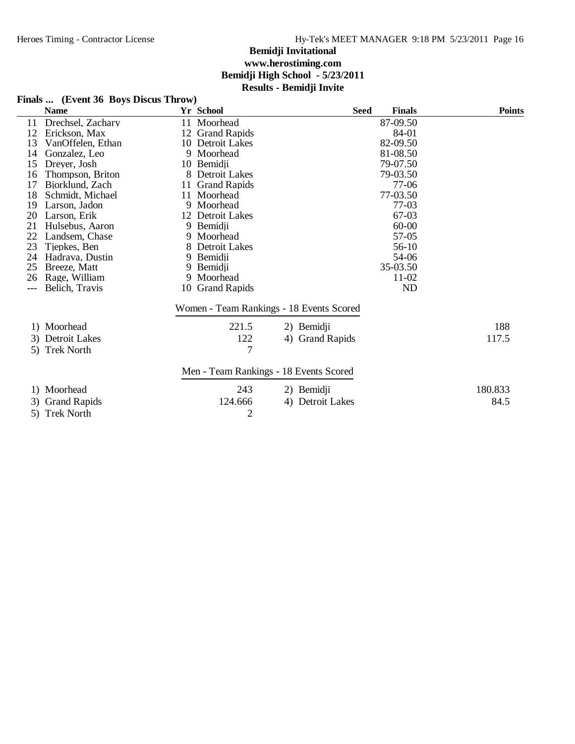# Bemidji Invitational

**www.herostiming.com**

**Bemidji High School - 5/23/2011**

**Results - Bemidji Invite**

### Finals ... (Event 36 Boys Discus Throw)

| | Name | Yr | School | Seed | Finals | Points |
|---|---|---|---|---|---|---|
| 11 | Drechsel, Zachary | 11 | Moorhead | | 87-09.50 | |
| 12 | Erickson, Max | 12 | Grand Rapids | | 84-01 | |
| 13 | VanOffelen, Ethan | 10 | Detroit Lakes | | 82-09.50 | |
| 14 | Gonzalez, Leo | 9 | Moorhead | | 81-08.50 | |
| 15 | Dreyer, Josh | 10 | Bemidji | | 79-07.50 | |
| 16 | Thompson, Briton | 8 | Detroit Lakes | | 79-03.50 | |
| 17 | Bjorklund, Zach | 11 | Grand Rapids | | 77-06 | |
| 18 | Schmidt, Michael | 11 | Moorhead | | 77-03.50 | |
| 19 | Larson, Jadon | 9 | Moorhead | | 77-03 | |
| 20 | Larson, Erik | 12 | Detroit Lakes | | 67-03 | |
| 21 | Hulsebus, Aaron | 9 | Bemidji | | 60-00 | |
| 22 | Landsem, Chase | 9 | Moorhead | | 57-05 | |
| 23 | Tjepkes, Ben | 8 | Detroit Lakes | | 56-10 | |
| 24 | Hadrava, Dustin | 9 | Bemidji | | 54-06 | |
| 25 | Breeze, Matt | 9 | Bemidji | | 35-03.50 | |
| 26 | Rage, William | 9 | Moorhead | | 11-02 | |
| --- | Belich, Travis | 10 | Grand Rapids | | ND | |

### Women - Team Rankings - 18 Events Scored

| | | | |
|---|---|---|---|
| 1) Moorhead | 221.5 | 2) Bemidji | 188 |
| 3) Detroit Lakes | 122 | 4) Grand Rapids | 117.5 |
| 5) Trek North | 7 | | |

### Men - Team Rankings - 18 Events Scored

| | | | |
|---|---|---|---|
| 1) Moorhead | 243 | 2) Bemidji | 180.833 |
| 3) Grand Rapids | 124.666 | 4) Detroit Lakes | 84.5 |
| 5) Trek North | 2 | | |